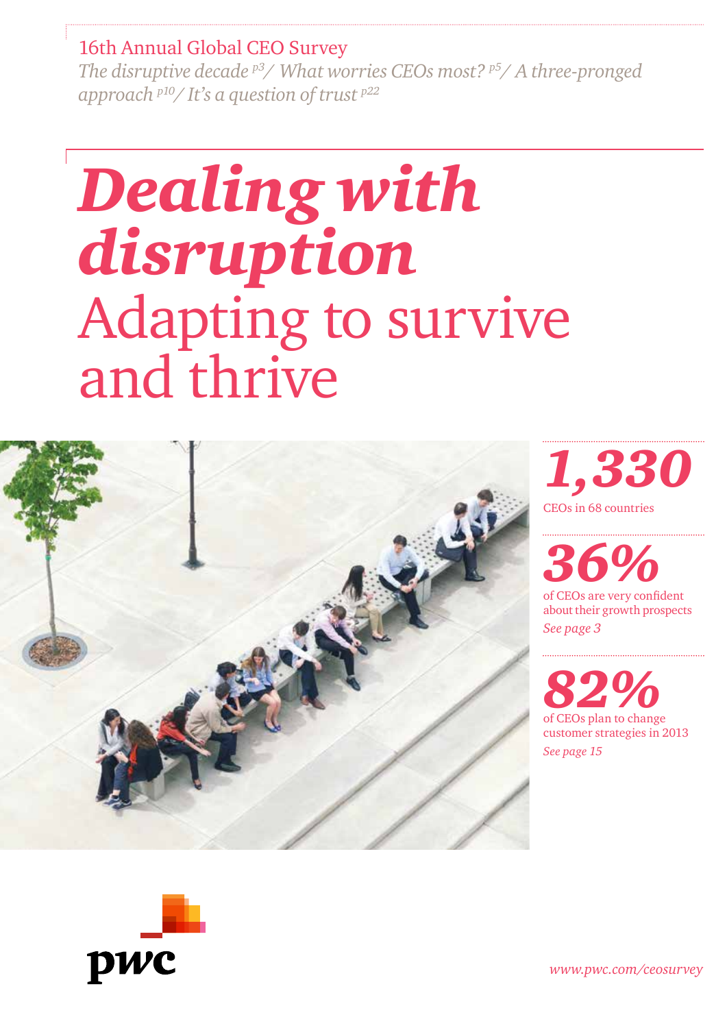16th Annual Global CEO Survey

*The disruptive decade p3 / What worries CEOs most? p5 / A three-pronged approach p10 / It's a question of trust p22*

# *Dealing with disruption*
# Adapting to survive and thrive

***1,330***
CEOs in 68 countries

***36%***
of CEOs are very confident about their growth prospects
*See page 3*

***82%***
of CEOs plan to change customer strategies in 2013
*See page 15*

pwc

*www.pwc.com/ceosurvey*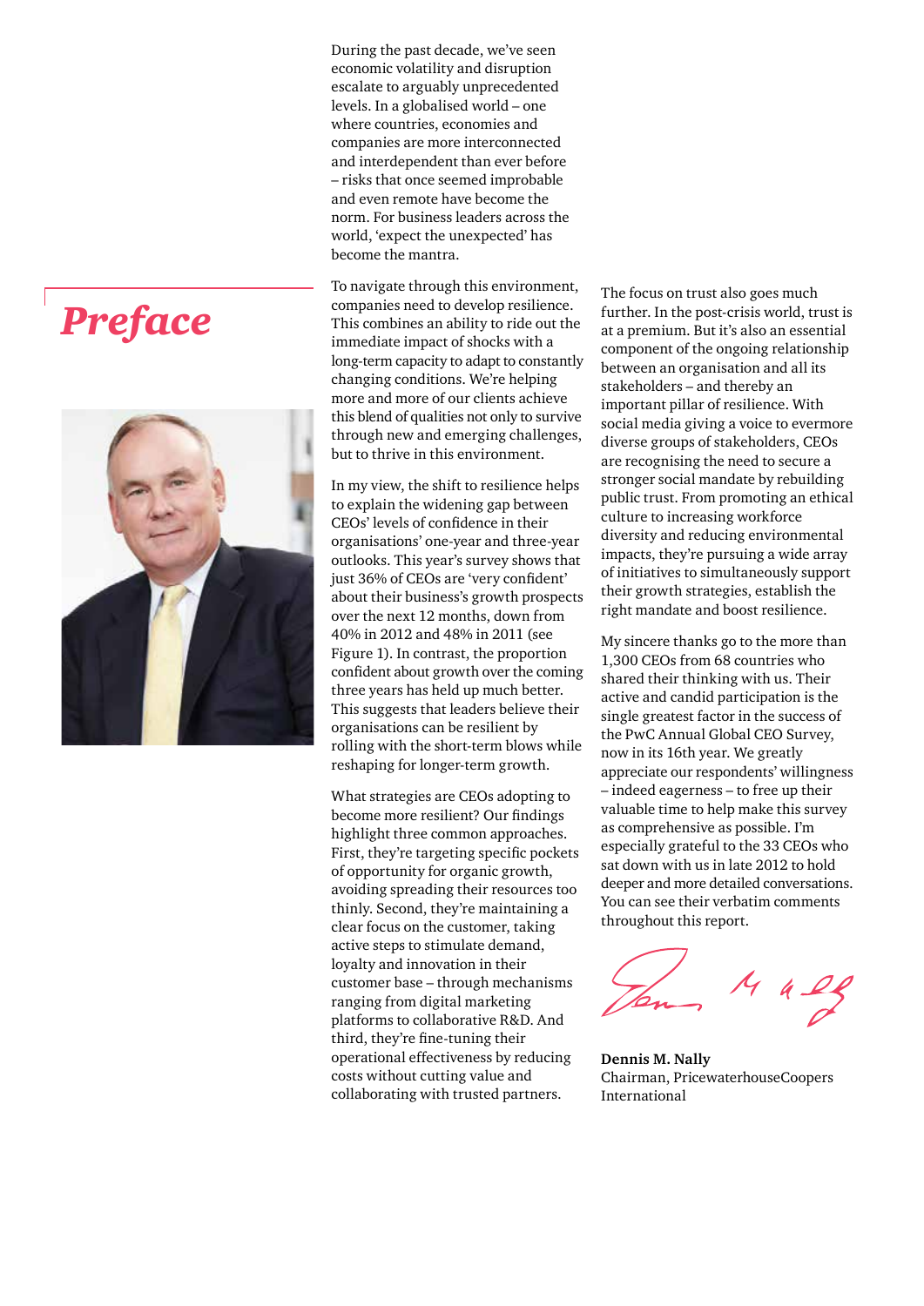# Preface

During the past decade, we've seen economic volatility and disruption escalate to arguably unprecedented levels. In a globalised world – one where countries, economies and companies are more interconnected and interdependent than ever before – risks that once seemed improbable and even remote have become the norm. For business leaders across the world, 'expect the unexpected' has become the mantra.

To navigate through this environment, companies need to develop resilience. This combines an ability to ride out the immediate impact of shocks with a long-term capacity to adapt to constantly changing conditions. We're helping more and more of our clients achieve this blend of qualities not only to survive through new and emerging challenges, but to thrive in this environment.

In my view, the shift to resilience helps to explain the widening gap between CEOs' levels of confidence in their organisations' one-year and three-year outlooks. This year's survey shows that just 36% of CEOs are 'very confident' about their business's growth prospects over the next 12 months, down from 40% in 2012 and 48% in 2011 (see Figure 1). In contrast, the proportion confident about growth over the coming three years has held up much better. This suggests that leaders believe their organisations can be resilient by rolling with the short-term blows while reshaping for longer-term growth.

What strategies are CEOs adopting to become more resilient? Our findings highlight three common approaches. First, they're targeting specific pockets of opportunity for organic growth, avoiding spreading their resources too thinly. Second, they're maintaining a clear focus on the customer, taking active steps to stimulate demand, loyalty and innovation in their customer base – through mechanisms ranging from digital marketing platforms to collaborative R&D. And third, they're fine-tuning their operational effectiveness by reducing costs without cutting value and collaborating with trusted partners.

The focus on trust also goes much further. In the post-crisis world, trust is at a premium. But it's also an essential component of the ongoing relationship between an organisation and all its stakeholders – and thereby an important pillar of resilience. With social media giving a voice to evermore diverse groups of stakeholders, CEOs are recognising the need to secure a stronger social mandate by rebuilding public trust. From promoting an ethical culture to increasing workforce diversity and reducing environmental impacts, they're pursuing a wide array of initiatives to simultaneously support their growth strategies, establish the right mandate and boost resilience.

My sincere thanks go to the more than 1,300 CEOs from 68 countries who shared their thinking with us. Their active and candid participation is the single greatest factor in the success of the PwC Annual Global CEO Survey, now in its 16th year. We greatly appreciate our respondents' willingness – indeed eagerness – to free up their valuable time to help make this survey as comprehensive as possible. I'm especially grateful to the 33 CEOs who sat down with us in late 2012 to hold deeper and more detailed conversations. You can see their verbatim comments throughout this report.

**Dennis M. Nally**
Chairman, PricewaterhouseCoopers International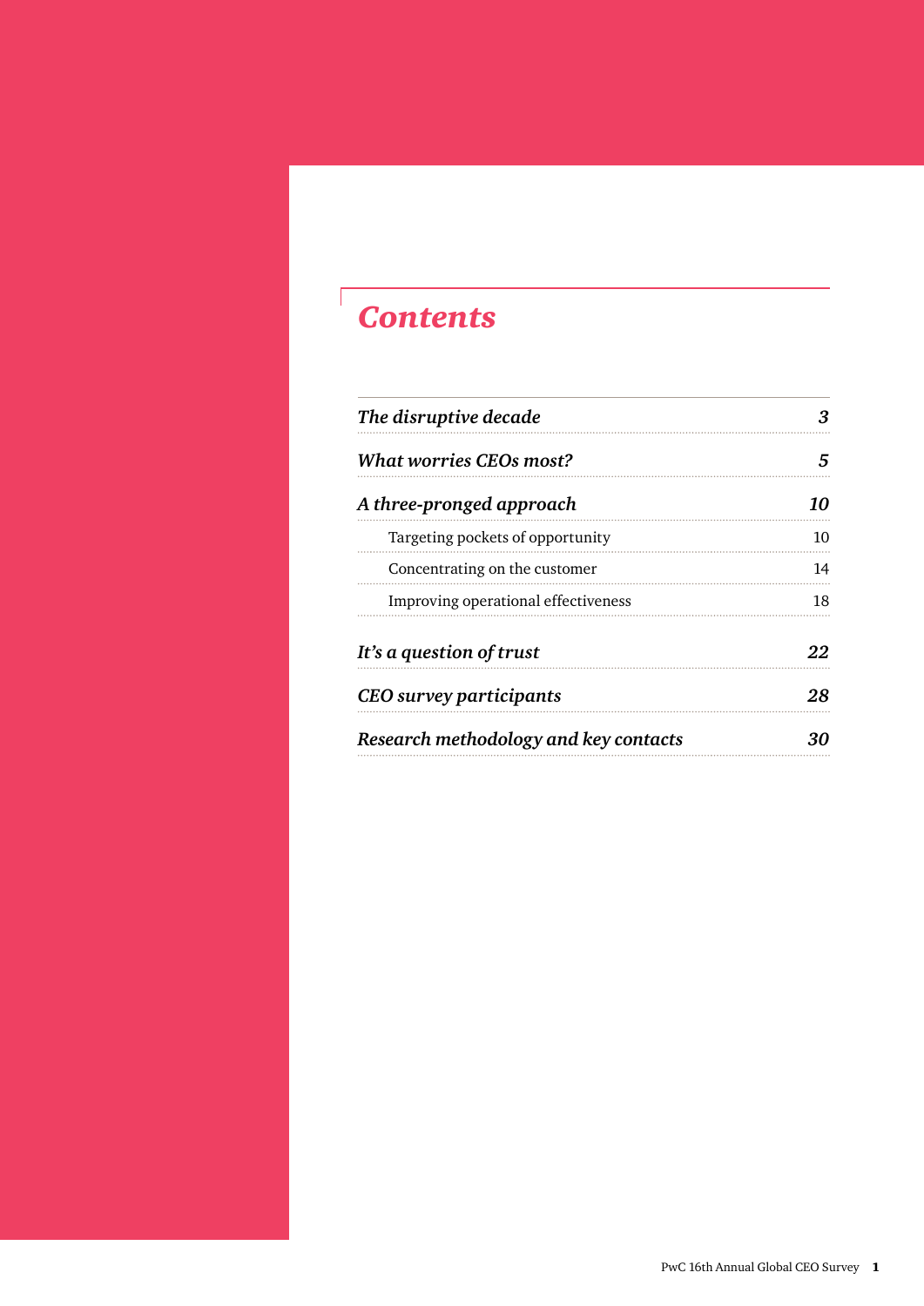# Contents

| | |
|---|---|
| ***The disruptive decade*** | ***3*** |
| ***What worries CEOs most?*** | ***5*** |
| ***A three-pronged approach*** | ***10*** |
| Targeting pockets of opportunity | 10 |
| Concentrating on the customer | 14 |
| Improving operational effectiveness | 18 |
| ***It's a question of trust*** | ***22*** |
| ***CEO survey participants*** | ***28*** |
| ***Research methodology and key contacts*** | ***30*** |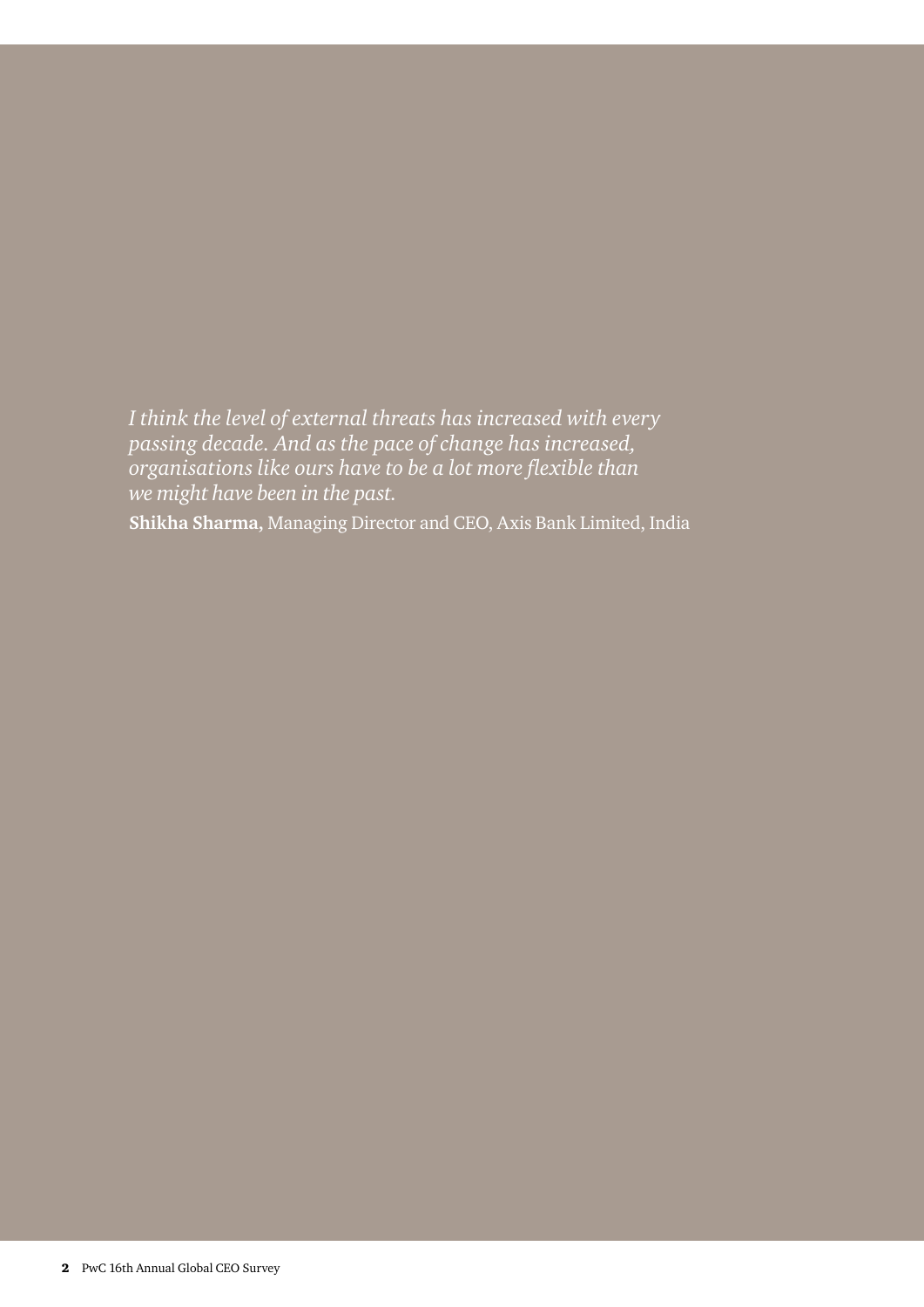*I think the level of external threats has increased with every passing decade. And as the pace of change has increased, organisations like ours have to be a lot more flexible than we might have been in the past.*

**Shikha Sharma,** Managing Director and CEO, Axis Bank Limited, India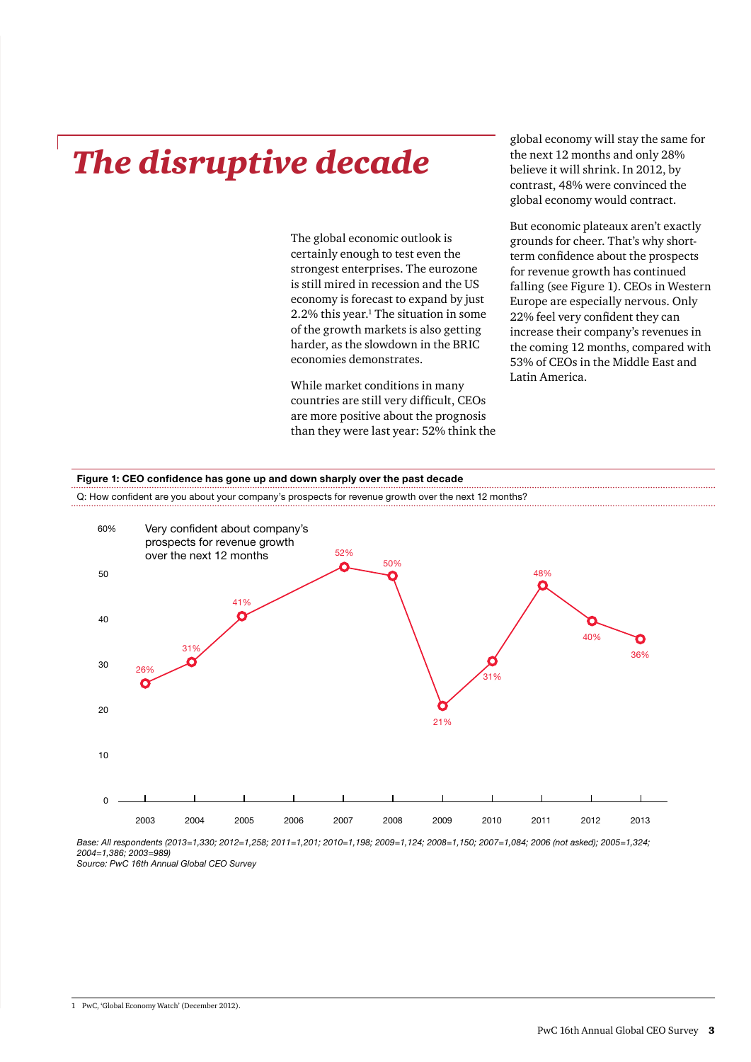# *The disruptive decade*

The global economic outlook is certainly enough to test even the strongest enterprises. The eurozone is still mired in recession and the US economy is forecast to expand by just 2.2% this year.[1] The situation in some of the growth markets is also getting harder, as the slowdown in the BRIC economies demonstrates.

While market conditions in many countries are still very difficult, CEOs are more positive about the prognosis than they were last year: 52% think the global economy will stay the same for the next 12 months and only 28% believe it will shrink. In 2012, by contrast, 48% were convinced the global economy would contract.

But economic plateaux aren't exactly grounds for cheer. That's why short-term confidence about the prospects for revenue growth has continued falling (see Figure 1). CEOs in Western Europe are especially nervous. Only 22% feel very confident they can increase their company's revenues in the coming 12 months, compared with 53% of CEOs in the Middle East and Latin America.

**Figure 1: CEO confidence has gone up and down sharply over the past decade**

Q: How confident are you about your company's prospects for revenue growth over the next 12 months?

Very confident about company's prospects for revenue growth over the next 12 months

| Year | 2003 | 2004 | 2005 | 2006 | 2007 | 2008 | 2009 | 2010 | 2011 | 2012 | 2013 |
|---|---|---|---|---|---|---|---|---|---|---|---|
| Very confident | 26% | 31% | 41% | | 52% | 50% | 21% | 31% | 48% | 40% | 36% |

*Base: All respondents (2013=1,330; 2012=1,258; 2011=1,201; 2010=1,198; 2009=1,124; 2008=1,150; 2007=1,084; 2006 (not asked); 2005=1,324; 2004=1,386; 2003=989)*
*Source: PwC 16th Annual Global CEO Survey*

1 PwC, 'Global Economy Watch' (December 2012).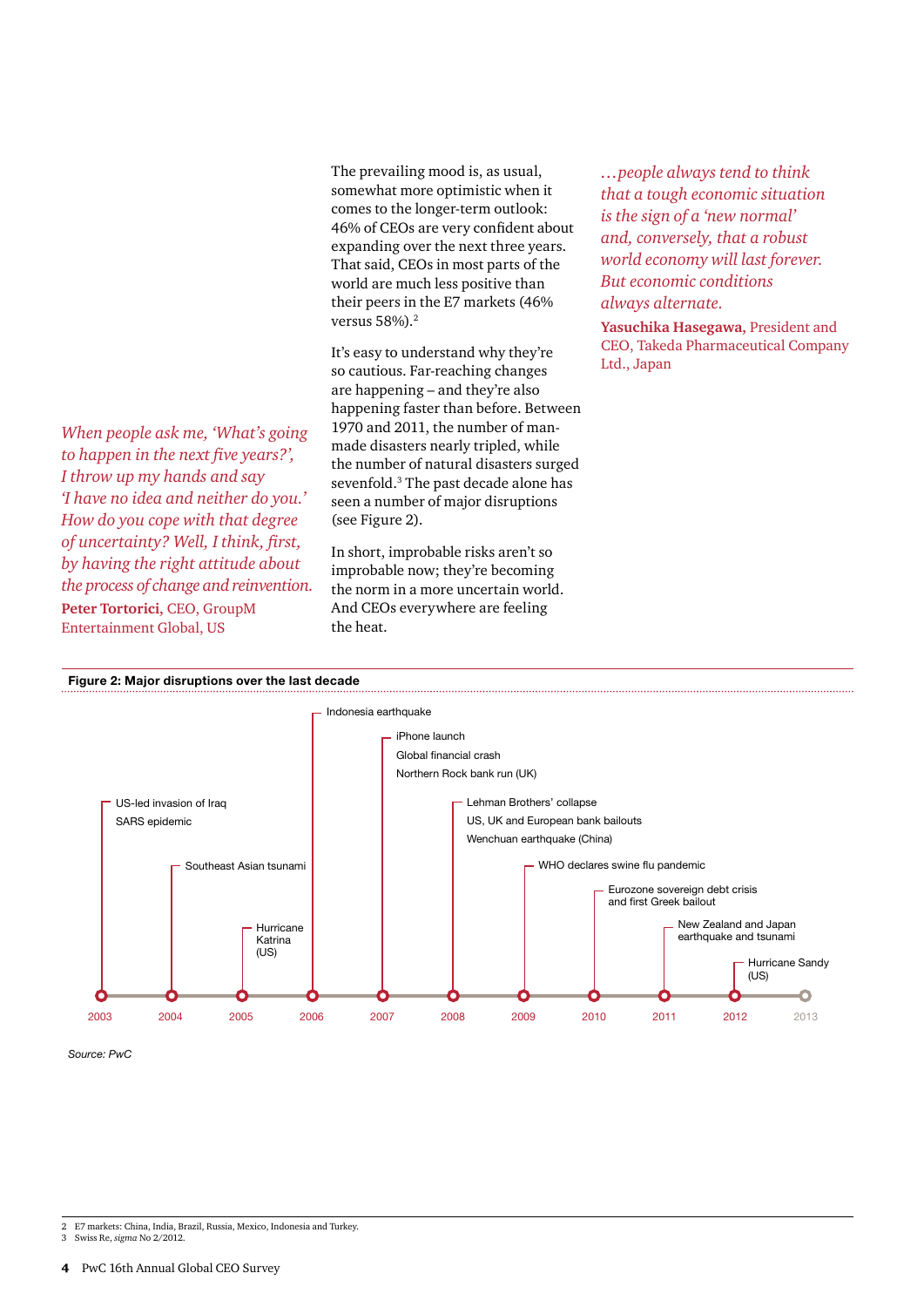The prevailing mood is, as usual, somewhat more optimistic when it comes to the longer-term outlook: 46% of CEOs are very confident about expanding over the next three years. That said, CEOs in most parts of the world are much less positive than their peers in the E7 markets (46% versus 58%).[2]

It's easy to understand why they're so cautious. Far-reaching changes are happening – and they're also happening faster than before. Between 1970 and 2011, the number of man-made disasters nearly tripled, while the number of natural disasters surged sevenfold.[3] The past decade alone has seen a number of major disruptions (see Figure 2).

In short, improbable risks aren't so improbable now; they're becoming the norm in a more uncertain world. And CEOs everywhere are feeling the heat.

*When people ask me, 'What's going to happen in the next five years?', I throw up my hands and say 'I have no idea and neither do you.' How do you cope with that degree of uncertainty? Well, I think, first, by having the right attitude about the process of change and reinvention.*

**Peter Tortorici,** CEO, GroupM Entertainment Global, US

*…people always tend to think that a tough economic situation is the sign of a 'new normal' and, conversely, that a robust world economy will last forever. But economic conditions always alternate.*

**Yasuchika Hasegawa,** President and CEO, Takeda Pharmaceutical Company Ltd., Japan

**Figure 2: Major disruptions over the last decade**

| Year | Disruptions |
|---|---|
| 2003 | US-led invasion of Iraq; SARS epidemic |
| 2004 | Southeast Asian tsunami |
| 2005 | Hurricane Katrina (US) |
| 2006 | Indonesia earthquake |
| 2007 | iPhone launch; Global financial crash; Northern Rock bank run (UK) |
| 2008 | Lehman Brothers' collapse; US, UK and European bank bailouts; Wenchuan earthquake (China) |
| 2009 | WHO declares swine flu pandemic |
| 2010 | Eurozone sovereign debt crisis and first Greek bailout |
| 2011 | New Zealand and Japan earthquake and tsunami |
| 2012 | Hurricane Sandy (US) |
| 2013 | |

*Source: PwC*

---

2 E7 markets: China, India, Brazil, Russia, Mexico, Indonesia and Turkey.
3 Swiss Re, *sigma* No 2/2012.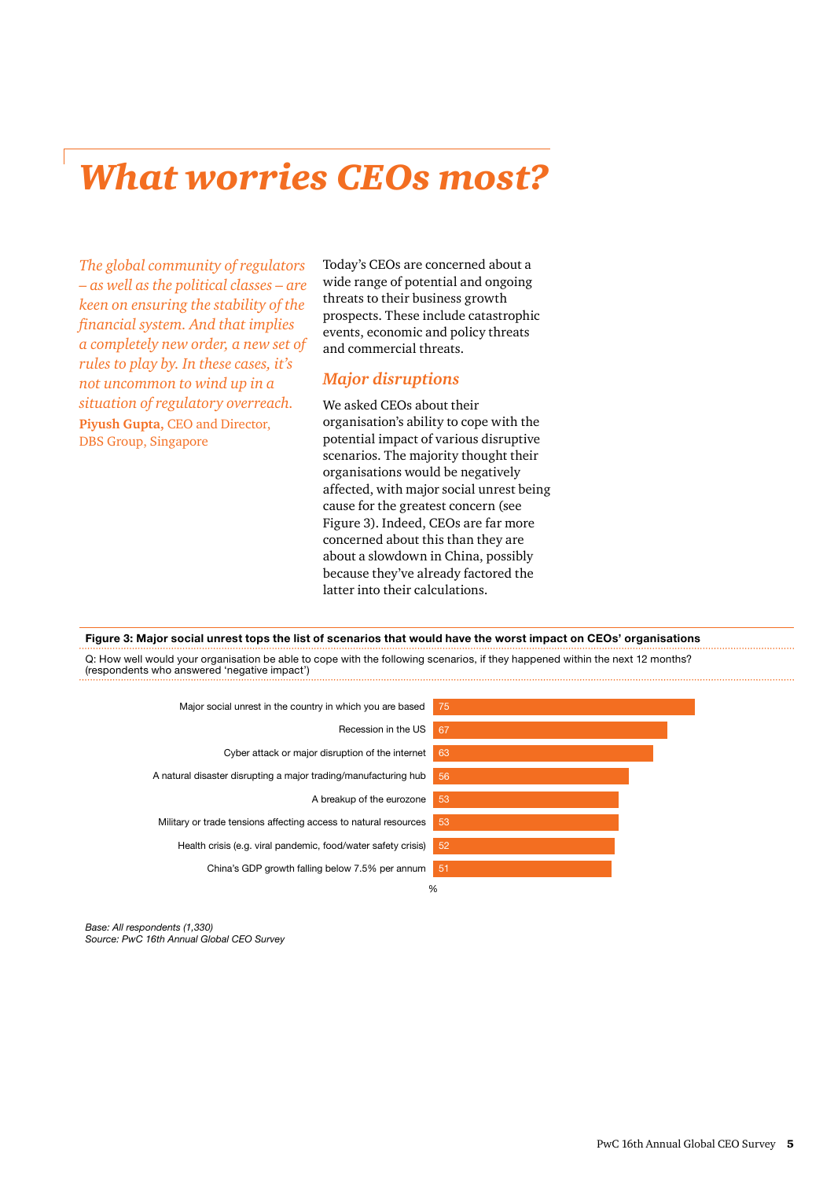# What worries CEOs most?

*The global community of regulators – as well as the political classes – are keen on ensuring the stability of the financial system. And that implies a completely new order, a new set of rules to play by. In these cases, it's not uncommon to wind up in a situation of regulatory overreach.*

**Piyush Gupta,** CEO and Director, DBS Group, Singapore

Today's CEOs are concerned about a wide range of potential and ongoing threats to their business growth prospects. These include catastrophic events, economic and policy threats and commercial threats.

## Major disruptions

We asked CEOs about their organisation's ability to cope with the potential impact of various disruptive scenarios. The majority thought their organisations would be negatively affected, with major social unrest being cause for the greatest concern (see Figure 3). Indeed, CEOs are far more concerned about this than they are about a slowdown in China, possibly because they've already factored the latter into their calculations.

**Figure 3: Major social unrest tops the list of scenarios that would have the worst impact on CEOs' organisations**

Q: How well would your organisation be able to cope with the following scenarios, if they happened within the next 12 months? (respondents who answered 'negative impact')

| Scenario | % |
|---|---|
| Major social unrest in the country in which you are based | 75 |
| Recession in the US | 67 |
| Cyber attack or major disruption of the internet | 63 |
| A natural disaster disrupting a major trading/manufacturing hub | 56 |
| A breakup of the eurozone | 53 |
| Military or trade tensions affecting access to natural resources | 53 |
| Health crisis (e.g. viral pandemic, food/water safety crisis) | 52 |
| China's GDP growth falling below 7.5% per annum | 51 |

*Base: All respondents (1,330)*
*Source: PwC 16th Annual Global CEO Survey*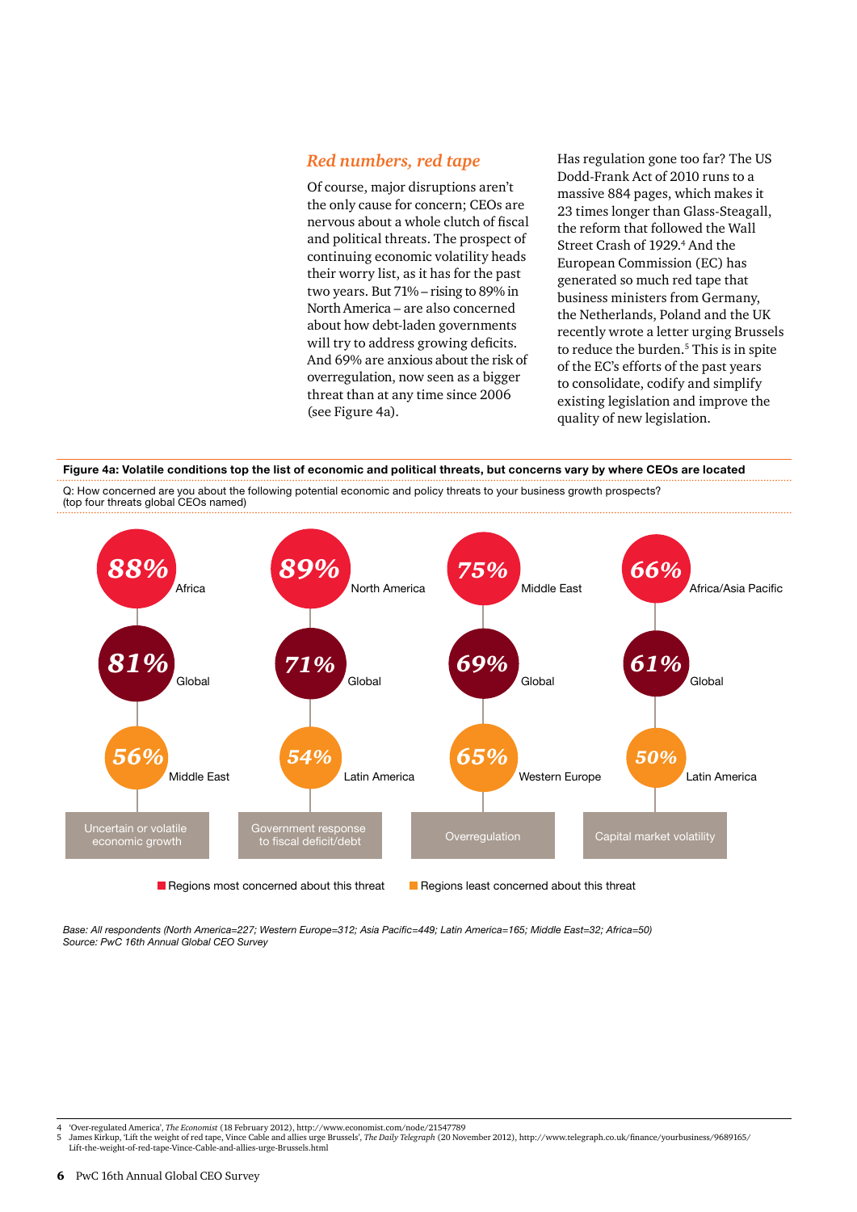## *Red numbers, red tape*

Of course, major disruptions aren't the only cause for concern; CEOs are nervous about a whole clutch of fiscal and political threats. The prospect of continuing economic volatility heads their worry list, as it has for the past two years. But 71% – rising to 89% in North America – are also concerned about how debt-laden governments will try to address growing deficits. And 69% are anxious about the risk of overregulation, now seen as a bigger threat than at any time since 2006 (see Figure 4a).

Has regulation gone too far? The US Dodd-Frank Act of 2010 runs to a massive 884 pages, which makes it 23 times longer than Glass-Steagall, the reform that followed the Wall Street Crash of 1929.[4] And the European Commission (EC) has generated so much red tape that business ministers from Germany, the Netherlands, Poland and the UK recently wrote a letter urging Brussels to reduce the burden.[5] This is in spite of the EC's efforts of the past years to consolidate, codify and simplify existing legislation and improve the quality of new legislation.

**Figure 4a: Volatile conditions top the list of economic and political threats, but concerns vary by where CEOs are located**

Q: How concerned are you about the following potential economic and policy threats to your business growth prospects? (top four threats global CEOs named)

| Threat | Region most concerned | Global | Region least concerned |
|---|---|---|---|
| Uncertain or volatile economic growth | 88% Africa | 81% | 56% Middle East |
| Government response to fiscal deficit/debt | 89% North America | 71% | 54% Latin America |
| Overregulation | 75% Middle East | 69% | 65% Western Europe |
| Capital market volatility | 66% Africa/Asia Pacific | 61% | 50% Latin America |

Regions most concerned about this threat / Regions least concerned about this threat

*Base: All respondents (North America=227; Western Europe=312; Asia Pacific=449; Latin America=165; Middle East=32; Africa=50)*
*Source: PwC 16th Annual Global CEO Survey*

4 'Over-regulated America', *The Economist* (18 February 2012), http://www.economist.com/node/21547789

5 James Kirkup, 'Lift the weight of red tape, Vince Cable and allies urge Brussels', *The Daily Telegraph* (20 November 2012), http://www.telegraph.co.uk/finance/yourbusiness/9689165/Lift-the-weight-of-red-tape-Vince-Cable-and-allies-urge-Brussels.html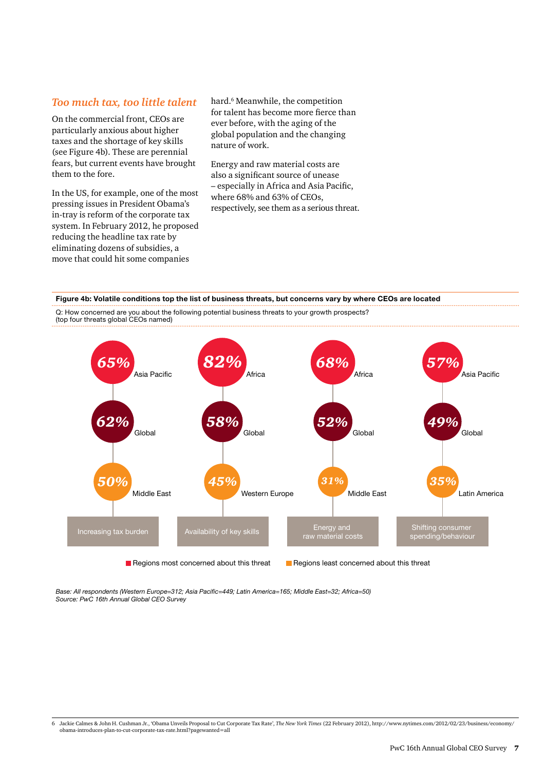## *Too much tax, too little talent*

On the commercial front, CEOs are particularly anxious about higher taxes and the shortage of key skills (see Figure 4b). These are perennial fears, but current events have brought them to the fore.

In the US, for example, one of the most pressing issues in President Obama's in-tray is reform of the corporate tax system. In February 2012, he proposed reducing the headline tax rate by eliminating dozens of subsidies, a move that could hit some companies hard.[6] Meanwhile, the competition for talent has become more fierce than ever before, with the aging of the global population and the changing nature of work.

Energy and raw material costs are also a significant source of unease – especially in Africa and Asia Pacific, where 68% and 63% of CEOs, respectively, see them as a serious threat.

**Figure 4b: Volatile conditions top the list of business threats, but concerns vary by where CEOs are located**

Q: How concerned are you about the following potential business threats to your growth prospects?
(top four threats global CEOs named)

| Threat | Regions most concerned about this threat | Global | Regions least concerned about this threat |
|---|---|---|---|
| Increasing tax burden | 65% Asia Pacific | 62% Global | 50% Middle East |
| Availability of key skills | 82% Africa | 58% Global | 45% Western Europe |
| Energy and raw material costs | 68% Africa | 52% Global | 31% Middle East |
| Shifting consumer spending/behaviour | 57% Asia Pacific | 49% Global | 35% Latin America |

*Base: All respondents (Western Europe=312; Asia Pacific=449; Latin America=165; Middle East=32; Africa=50)*
*Source: PwC 16th Annual Global CEO Survey*

6 Jackie Calmes & John H. Cushman Jr., 'Obama Unveils Proposal to Cut Corporate Tax Rate', *The New York Times* (22 February 2012), http://www.nytimes.com/2012/02/23/business/economy/obama-introduces-plan-to-cut-corporate-tax-rate.html?pagewanted=all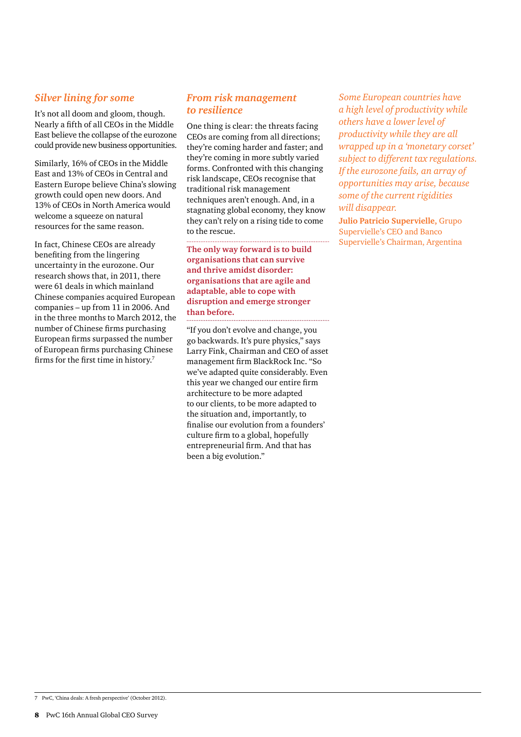## *Silver lining for some*

It's not all doom and gloom, though. Nearly a fifth of all CEOs in the Middle East believe the collapse of the eurozone could provide new business opportunities.

Similarly, 16% of CEOs in the Middle East and 13% of CEOs in Central and Eastern Europe believe China's slowing growth could open new doors. And 13% of CEOs in North America would welcome a squeeze on natural resources for the same reason.

In fact, Chinese CEOs are already benefiting from the lingering uncertainty in the eurozone. Our research shows that, in 2011, there were 61 deals in which mainland Chinese companies acquired European companies – up from 11 in 2006. And in the three months to March 2012, the number of Chinese firms purchasing European firms surpassed the number of European firms purchasing Chinese firms for the first time in history.[7]

## *From risk management to resilience*

One thing is clear: the threats facing CEOs are coming from all directions; they're coming harder and faster; and they're coming in more subtly varied forms. Confronted with this changing risk landscape, CEOs recognise that traditional risk management techniques aren't enough. And, in a stagnating global economy, they know they can't rely on a rising tide to come to the rescue.

**The only way forward is to build organisations that can survive and thrive amidst disorder: organisations that are agile and adaptable, able to cope with disruption and emerge stronger than before.**

"If you don't evolve and change, you go backwards. It's pure physics," says Larry Fink, Chairman and CEO of asset management firm BlackRock Inc. "So we've adapted quite considerably. Even this year we changed our entire firm architecture to be more adapted to our clients, to be more adapted to the situation and, importantly, to finalise our evolution from a founders' culture firm to a global, hopefully entrepreneurial firm. And that has been a big evolution."

*Some European countries have a high level of productivity while others have a lower level of productivity while they are all wrapped up in a 'monetary corset' subject to different tax regulations. If the eurozone fails, an array of opportunities may arise, because some of the current rigidities will disappear.*

**Julio Patricio Supervielle,** Grupo Supervielle's CEO and Banco Supervielle's Chairman, Argentina

7 PwC, 'China deals: A fresh perspective' (October 2012).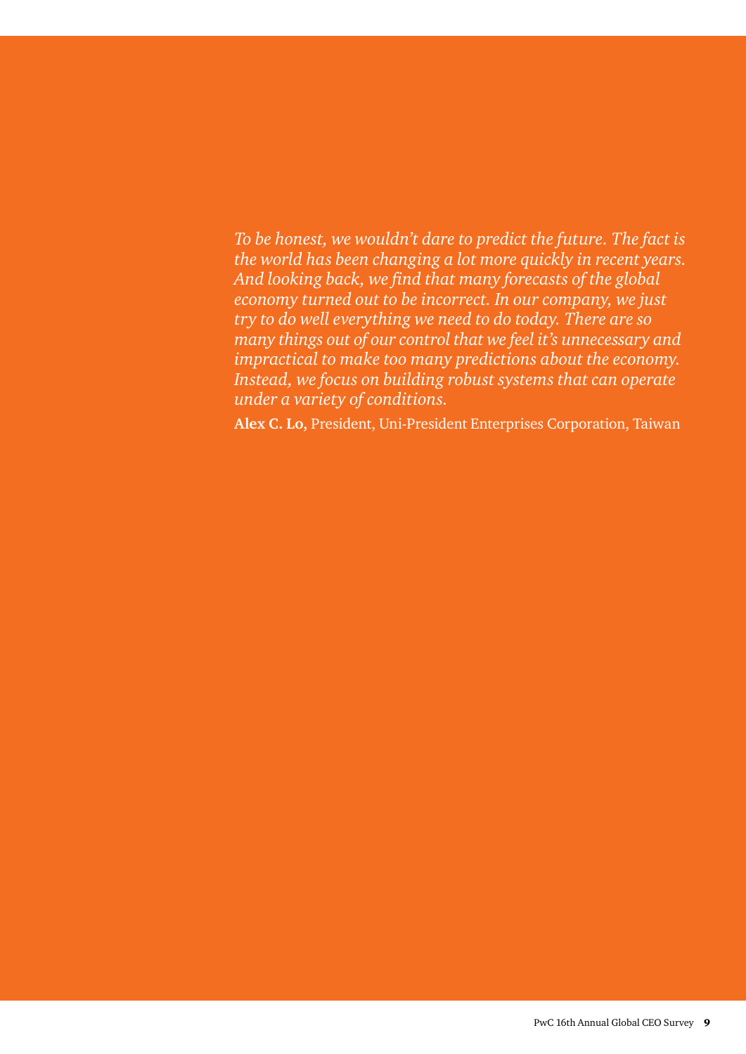*To be honest, we wouldn't dare to predict the future. The fact is the world has been changing a lot more quickly in recent years. And looking back, we find that many forecasts of the global economy turned out to be incorrect. In our company, we just try to do well everything we need to do today. There are so many things out of our control that we feel it's unnecessary and impractical to make too many predictions about the economy. Instead, we focus on building robust systems that can operate under a variety of conditions.*

**Alex C. Lo**, President, Uni-President Enterprises Corporation, Taiwan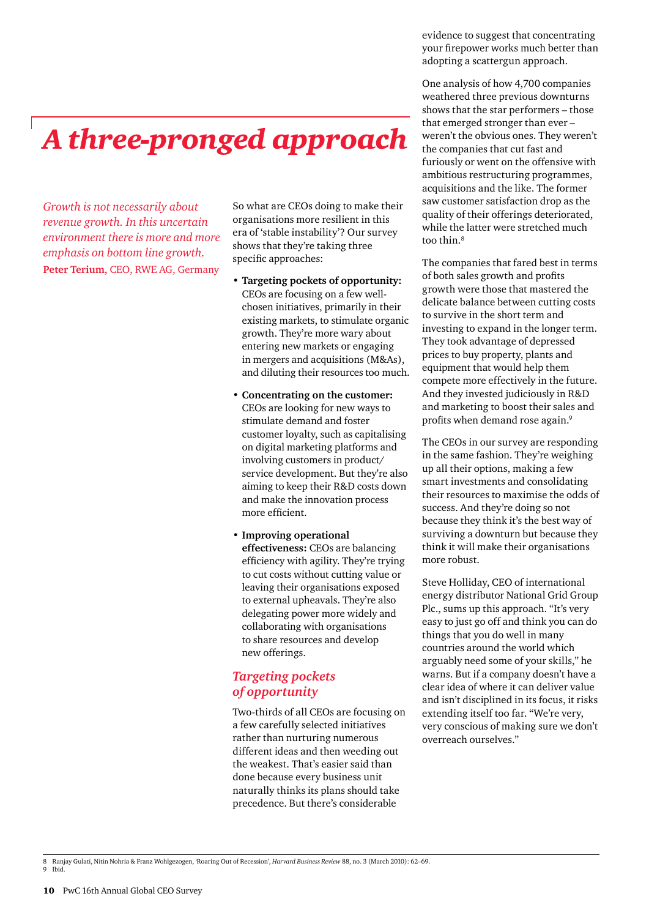# A three-pronged approach

*Growth is not necessarily about revenue growth. In this uncertain environment there is more and more emphasis on bottom line growth.*
**Peter Terium**, CEO, RWE AG, Germany

So what are CEOs doing to make their organisations more resilient in this era of 'stable instability'? Our survey shows that they're taking three specific approaches:

- **Targeting pockets of opportunity:** CEOs are focusing on a few well-chosen initiatives, primarily in their existing markets, to stimulate organic growth. They're more wary about entering new markets or engaging in mergers and acquisitions (M&As), and diluting their resources too much.
- **Concentrating on the customer:** CEOs are looking for new ways to stimulate demand and foster customer loyalty, such as capitalising on digital marketing platforms and involving customers in product/service development. But they're also aiming to keep their R&D costs down and make the innovation process more efficient.
- **Improving operational effectiveness:** CEOs are balancing efficiency with agility. They're trying to cut costs without cutting value or leaving their organisations exposed to external upheavals. They're also delegating power more widely and collaborating with organisations to share resources and develop new offerings.

## Targeting pockets of opportunity

Two-thirds of all CEOs are focusing on a few carefully selected initiatives rather than nurturing numerous different ideas and then weeding out the weakest. That's easier said than done because every business unit naturally thinks its plans should take precedence. But there's considerable evidence to suggest that concentrating your firepower works much better than adopting a scattergun approach.

One analysis of how 4,700 companies weathered three previous downturns shows that the star performers – those that emerged stronger than ever – weren't the obvious ones. They weren't the companies that cut fast and furiously or went on the offensive with ambitious restructuring programmes, acquisitions and the like. The former saw customer satisfaction drop as the quality of their offerings deteriorated, while the latter were stretched much too thin.[8]

The companies that fared best in terms of both sales growth and profits growth were those that mastered the delicate balance between cutting costs to survive in the short term and investing to expand in the longer term. They took advantage of depressed prices to buy property, plants and equipment that would help them compete more effectively in the future. And they invested judiciously in R&D and marketing to boost their sales and profits when demand rose again.[9]

The CEOs in our survey are responding in the same fashion. They're weighing up all their options, making a few smart investments and consolidating their resources to maximise the odds of success. And they're doing so not because they think it's the best way of surviving a downturn but because they think it will make their organisations more robust.

Steve Holliday, CEO of international energy distributor National Grid Group Plc., sums up this approach. "It's very easy to just go off and think you can do things that you do well in many countries around the world which arguably need some of your skills," he warns. But if a company doesn't have a clear idea of where it can deliver value and isn't disciplined in its focus, it risks extending itself too far. "We're very, very conscious of making sure we don't overreach ourselves."

8 Ranjay Gulati, Nitin Nohria & Franz Wohlgezogen, 'Roaring Out of Recession', *Harvard Business Review* 88, no. 3 (March 2010): 62–69.
9 Ibid.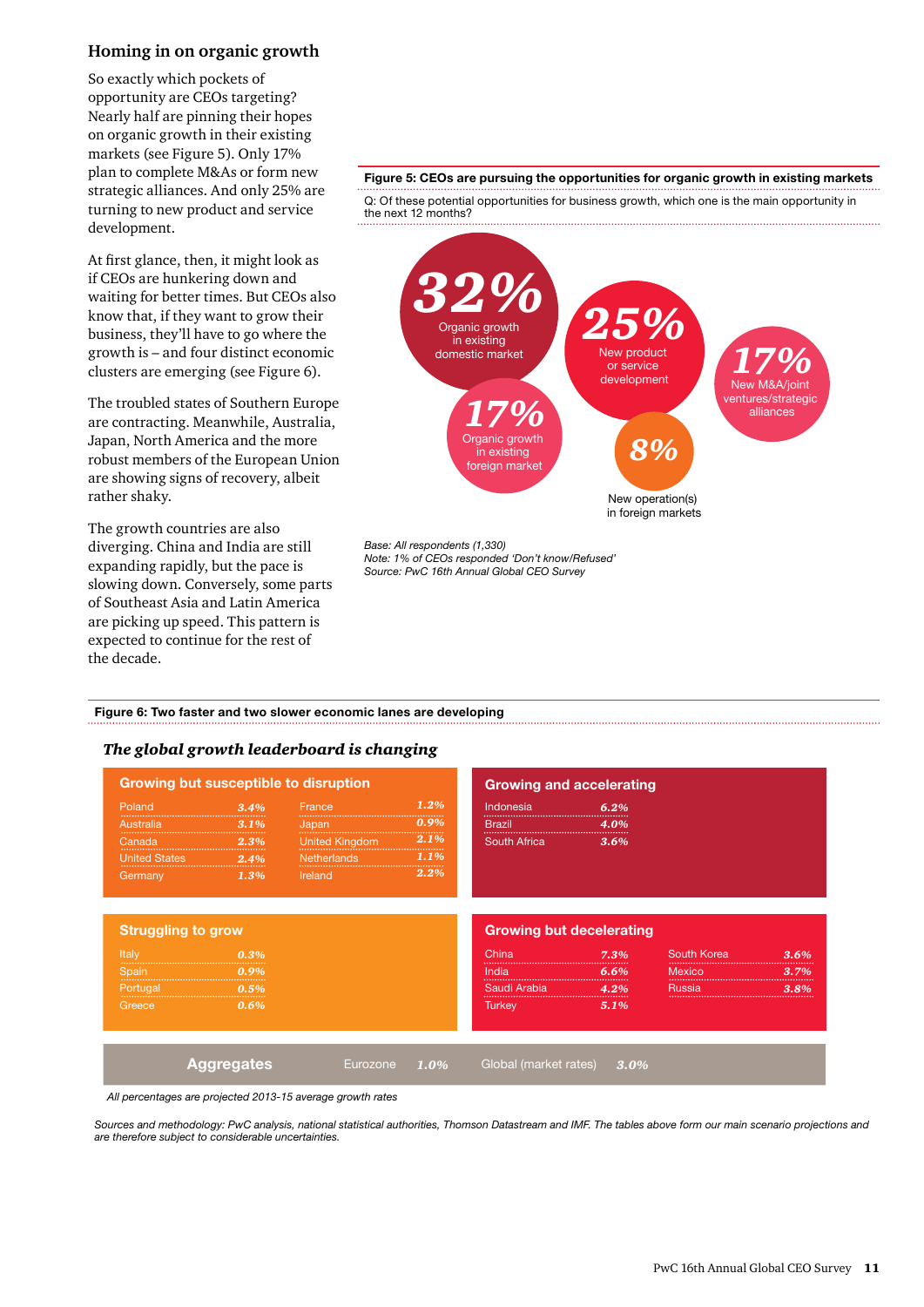## Homing in on organic growth

So exactly which pockets of opportunity are CEOs targeting? Nearly half are pinning their hopes on organic growth in their existing markets (see Figure 5). Only 17% plan to complete M&As or form new strategic alliances. And only 25% are turning to new product and service development.

At first glance, then, it might look as if CEOs are hunkering down and waiting for better times. But CEOs also know that, if they want to grow their business, they'll have to go where the growth is – and four distinct economic clusters are emerging (see Figure 6).

The troubled states of Southern Europe are contracting. Meanwhile, Australia, Japan, North America and the more robust members of the European Union are showing signs of recovery, albeit rather shaky.

The growth countries are also diverging. China and India are still expanding rapidly, but the pace is slowing down. Conversely, some parts of Southeast Asia and Latin America are picking up speed. This pattern is expected to continue for the rest of the decade.

**Figure 5: CEOs are pursuing the opportunities for organic growth in existing markets**

Q: Of these potential opportunities for business growth, which one is the main opportunity in the next 12 months?

| Opportunity | % |
|---|---|
| Organic growth in existing domestic market | 32% |
| New product or service development | 25% |
| New M&A/joint ventures/strategic alliances | 17% |
| Organic growth in existing foreign market | 17% |
| New operation(s) in foreign markets | 8% |

*Base: All respondents (1,330)*
*Note: 1% of CEOs responded 'Don't know/Refused'*
*Source: PwC 16th Annual Global CEO Survey*

**Figure 6: Two faster and two slower economic lanes are developing**

***The global growth leaderboard is changing***

**Growing but susceptible to disruption**

| Country | % | Country | % |
|---|---|---|---|
| Poland | 3.4% | France | 1.2% |
| Australia | 3.1% | Japan | 0.9% |
| Canada | 2.3% | United Kingdom | 2.1% |
| United States | 2.4% | Netherlands | 1.1% |
| Germany | 1.3% | Ireland | 2.2% |

**Growing and accelerating**

| Country | % |
|---|---|
| Indonesia | 6.2% |
| Brazil | 4.0% |
| South Africa | 3.6% |

**Struggling to grow**

| Country | % |
|---|---|
| Italy | 0.3% |
| Spain | 0.9% |
| Portugal | 0.5% |
| Greece | 0.6% |

**Growing but decelerating**

| Country | % | Country | % |
|---|---|---|---|
| China | 7.3% | South Korea | 3.6% |
| India | 6.6% | Mexico | 3.7% |
| Saudi Arabia | 4.2% | Russia | 3.8% |
| Turkey | 5.1% | | |

**Aggregates**

| Aggregate | % |
|---|---|
| Eurozone | 1.0% |
| Global (market rates) | 3.0% |

*All percentages are projected 2013-15 average growth rates*

*Sources and methodology: PwC analysis, national statistical authorities, Thomson Datastream and IMF. The tables above form our main scenario projections and are therefore subject to considerable uncertainties.*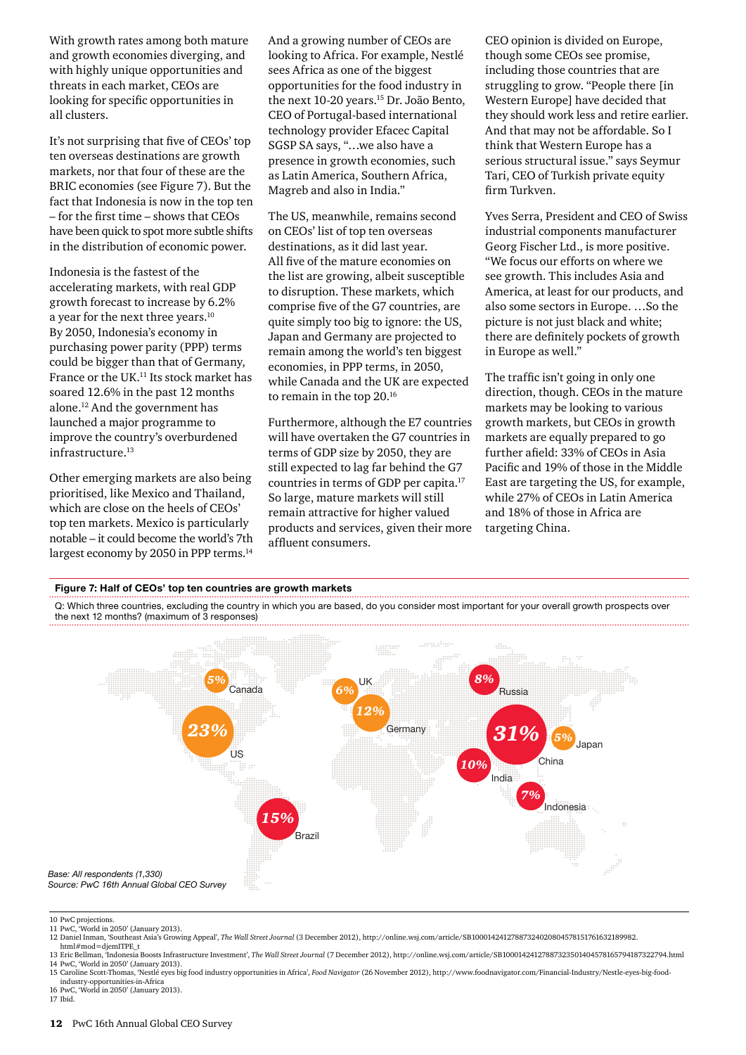With growth rates among both mature and growth economies diverging, and with highly unique opportunities and threats in each market, CEOs are looking for specific opportunities in all clusters.

It's not surprising that five of CEOs' top ten overseas destinations are growth markets, nor that four of these are the BRIC economies (see Figure 7). But the fact that Indonesia is now in the top ten – for the first time – shows that CEOs have been quick to spot more subtle shifts in the distribution of economic power.

Indonesia is the fastest of the accelerating markets, with real GDP growth forecast to increase by 6.2% a year for the next three years.[10] By 2050, Indonesia's economy in purchasing power parity (PPP) terms could be bigger than that of Germany, France or the UK.[11] Its stock market has soared 12.6% in the past 12 months alone.[12] And the government has launched a major programme to improve the country's overburdened infrastructure.[13]

Other emerging markets are also being prioritised, like Mexico and Thailand, which are close on the heels of CEOs' top ten markets. Mexico is particularly notable – it could become the world's 7th largest economy by 2050 in PPP terms.[14]

And a growing number of CEOs are looking to Africa. For example, Nestlé sees Africa as one of the biggest opportunities for the food industry in the next 10-20 years.[15] Dr. João Bento, CEO of Portugal-based international technology provider Efacec Capital SGSP SA says, "…we also have a presence in growth economies, such as Latin America, Southern Africa, Magreb and also in India."

The US, meanwhile, remains second on CEOs' list of top ten overseas destinations, as it did last year. All five of the mature economies on the list are growing, albeit susceptible to disruption. These markets, which comprise five of the G7 countries, are quite simply too big to ignore: the US, Japan and Germany are projected to remain among the world's ten biggest economies, in PPP terms, in 2050, while Canada and the UK are expected to remain in the top 20.[16]

Furthermore, although the E7 countries will have overtaken the G7 countries in terms of GDP size by 2050, they are still expected to lag far behind the G7 countries in terms of GDP per capita.[17] So large, mature markets will still remain attractive for higher valued products and services, given their more affluent consumers.

CEO opinion is divided on Europe, though some CEOs see promise, including those countries that are struggling to grow. "People there [in Western Europe] have decided that they should work less and retire earlier. And that may not be affordable. So I think that Western Europe has a serious structural issue." says Seymur Tari, CEO of Turkish private equity firm Turkven.

Yves Serra, President and CEO of Swiss industrial components manufacturer Georg Fischer Ltd., is more positive. "We focus our efforts on where we see growth. This includes Asia and America, at least for our products, and also some sectors in Europe. …So the picture is not just black and white; there are definitely pockets of growth in Europe as well."

The traffic isn't going in only one direction, though. CEOs in the mature markets may be looking to various growth markets, but CEOs in growth markets are equally prepared to go further afield: 33% of CEOs in Asia Pacific and 19% of those in the Middle East are targeting the US, for example, while 27% of CEOs in Latin America and 18% of those in Africa are targeting China.

**Figure 7: Half of CEOs' top ten countries are growth markets**

Q: Which three countries, excluding the country in which you are based, do you consider most important for your overall growth prospects over the next 12 months? (maximum of 3 responses)

| Country | % |
|---|---|
| China | 31% |
| US | 23% |
| Brazil | 15% |
| Germany | 12% |
| India | 10% |
| Russia | 8% |
| Indonesia | 7% |
| UK | 6% |
| Canada | 5% |
| Japan | 5% |

*Base: All respondents (1,330)*
*Source: PwC 16th Annual Global CEO Survey*

10 PwC projections.
11 PwC, 'World in 2050' (January 2013).
12 Daniel Inman, 'Southeast Asia's Growing Appeal', *The Wall Street Journal* (3 December 2012), http://online.wsj.com/article/SB10001424127887324020804578151761632189982.html#mod=djemITPE_t
13 Eric Bellman, 'Indonesia Boosts Infrastructure Investment', *The Wall Street Journal* (7 December 2012), http://online.wsj.com/article/SB10001424127887323501404578165794187322794.html
14 PwC, 'World in 2050' (January 2013).
15 Caroline Scott-Thomas, 'Nestlé eyes big food industry opportunities in Africa', *Food Navigator* (26 November 2012), http://www.foodnavigator.com/Financial-Industry/Nestle-eyes-big-food-industry-opportunities-in-Africa
16 PwC, 'World in 2050' (January 2013).
17 Ibid.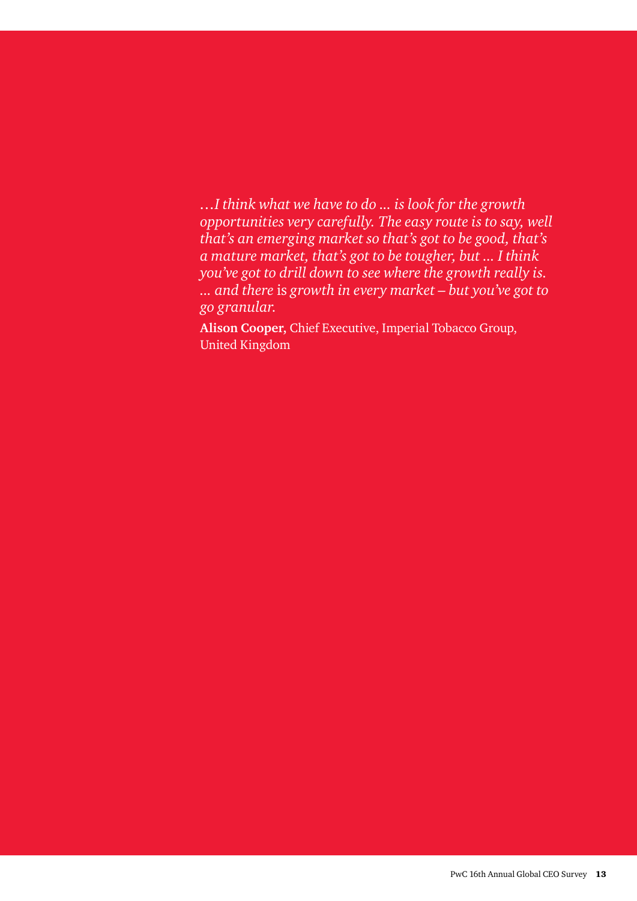*…I think what we have to do ... is look for the growth opportunities very carefully. The easy route is to say, well that's an emerging market so that's got to be good, that's a mature market, that's got to be tougher, but ... I think you've got to drill down to see where the growth really is. ... and there* is *growth in every market – but you've got to go granular.*

**Alison Cooper**, Chief Executive, Imperial Tobacco Group, United Kingdom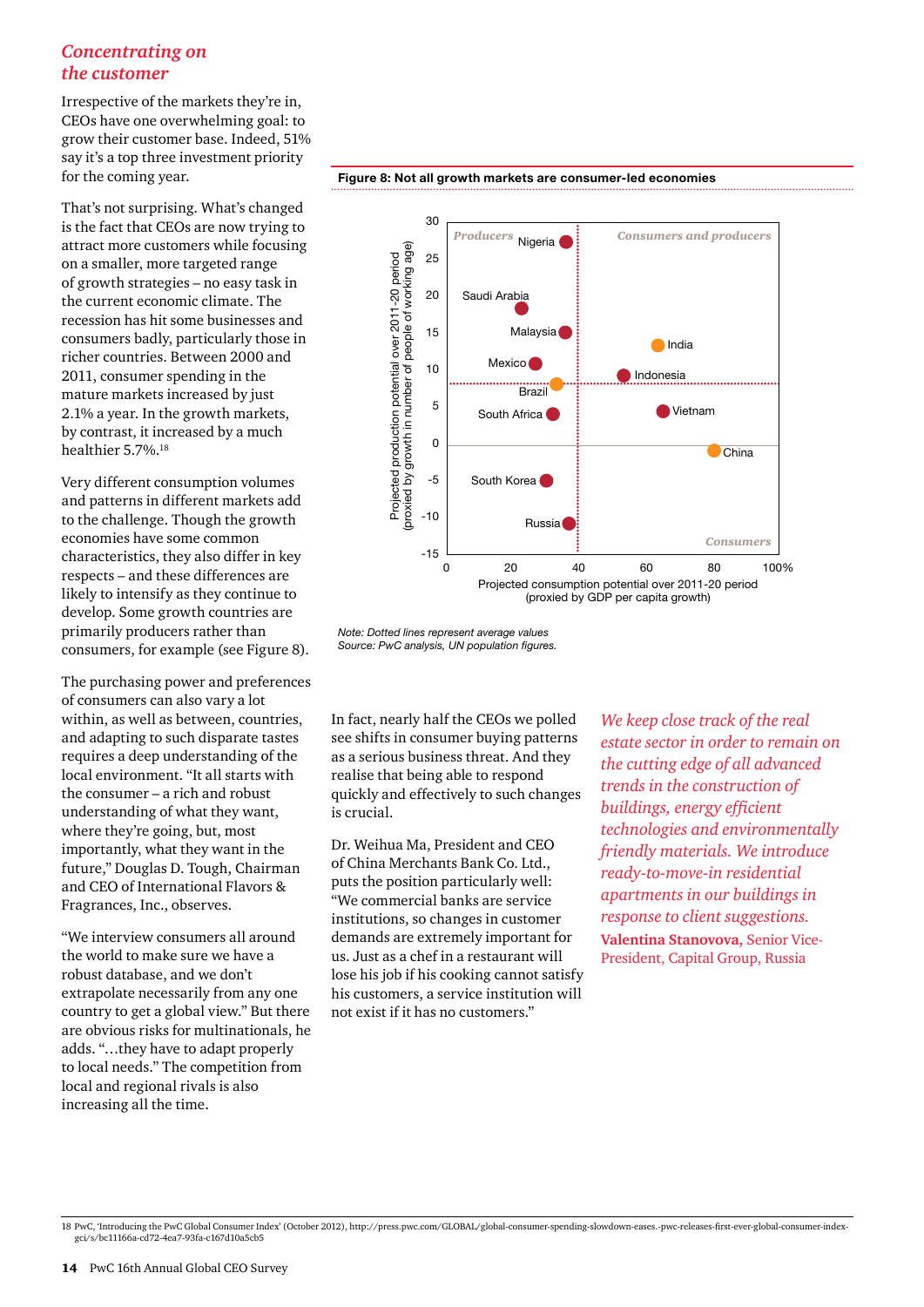## *Concentrating on the customer*

Irrespective of the markets they're in, CEOs have one overwhelming goal: to grow their customer base. Indeed, 51% say it's a top three investment priority for the coming year.

That's not surprising. What's changed is the fact that CEOs are now trying to attract more customers while focusing on a smaller, more targeted range of growth strategies – no easy task in the current economic climate. The recession has hit some businesses and consumers badly, particularly those in richer countries. Between 2000 and 2011, consumer spending in the mature markets increased by just 2.1% a year. In the growth markets, by contrast, it increased by a much healthier 5.7%.[18]

Very different consumption volumes and patterns in different markets add to the challenge. Though the growth economies have some common characteristics, they also differ in key respects – and these differences are likely to intensify as they continue to develop. Some growth countries are primarily producers rather than consumers, for example (see Figure 8).

The purchasing power and preferences of consumers can also vary a lot within, as well as between, countries, and adapting to such disparate tastes requires a deep understanding of the local environment. "It all starts with the consumer – a rich and robust understanding of what they want, where they're going, but, most importantly, what they want in the future," Douglas D. Tough, Chairman and CEO of International Flavors & Fragrances, Inc., observes.

"We interview consumers all around the world to make sure we have a robust database, and we don't extrapolate necessarily from any one country to get a global view." But there are obvious risks for multinationals, he adds. "…they have to adapt properly to local needs." The competition from local and regional rivals is also increasing all the time.

**Figure 8: Not all growth markets are consumer-led economies**

*Note: Dotted lines represent average values*
*Source: PwC analysis, UN population figures.*

In fact, nearly half the CEOs we polled see shifts in consumer buying patterns as a serious business threat. And they realise that being able to respond quickly and effectively to such changes is crucial.

Dr. Weihua Ma, President and CEO of China Merchants Bank Co. Ltd., puts the position particularly well: "We commercial banks are service institutions, so changes in customer demands are extremely important for us. Just as a chef in a restaurant will lose his job if his cooking cannot satisfy his customers, a service institution will not exist if it has no customers."

*We keep close track of the real estate sector in order to remain on the cutting edge of all advanced trends in the construction of buildings, energy efficient technologies and environmentally friendly materials. We introduce ready-to-move-in residential apartments in our buildings in response to client suggestions.*
**Valentina Stanovova**, Senior Vice-President, Capital Group, Russia

18 PwC, 'Introducing the PwC Global Consumer Index' (October 2012), http://press.pwc.com/GLOBAL/global-consumer-spending-slowdown-eases.-pwc-releases-first-ever-global-consumer-index-gci/s/bc11166a-cd72-4ea7-93fa-c167d10a5cb5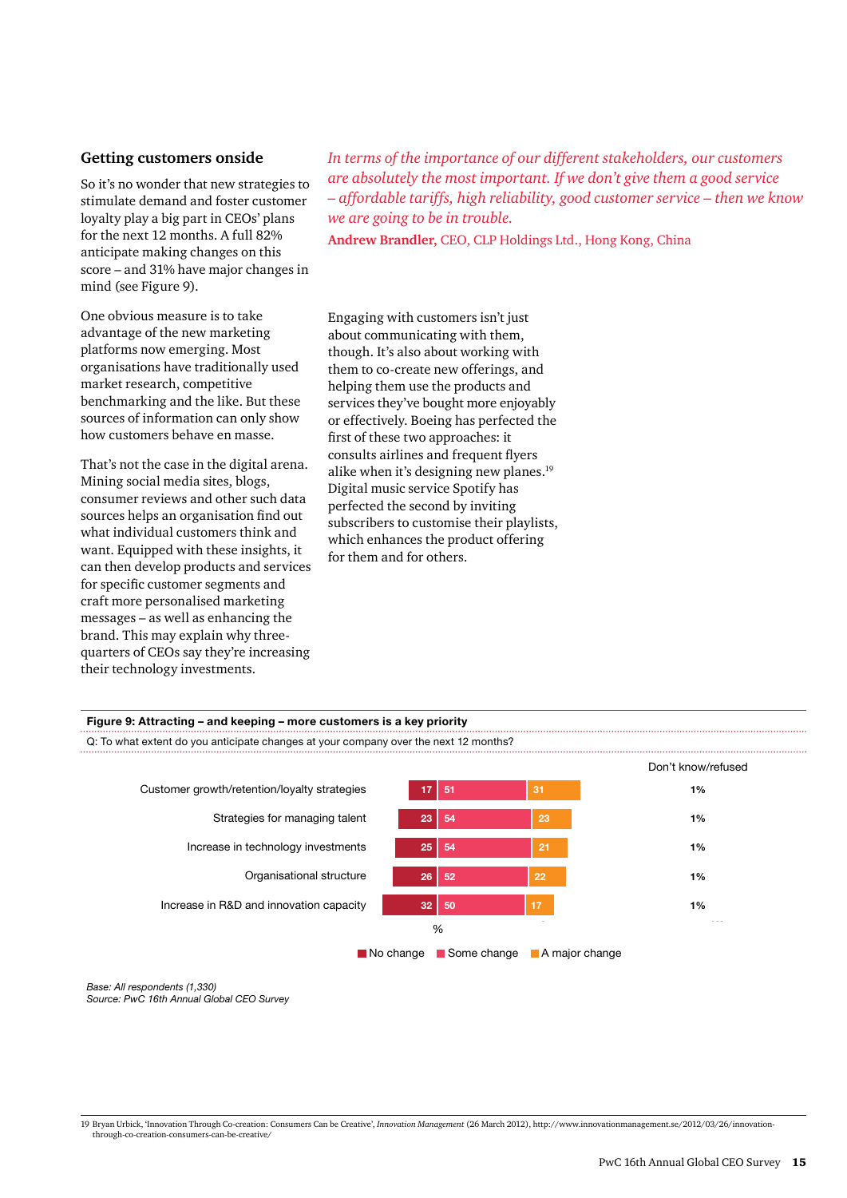## Getting customers onside

So it's no wonder that new strategies to stimulate demand and foster customer loyalty play a big part in CEOs' plans for the next 12 months. A full 82% anticipate making changes on this score – and 31% have major changes in mind (see Figure 9).

One obvious measure is to take advantage of the new marketing platforms now emerging. Most organisations have traditionally used market research, competitive benchmarking and the like. But these sources of information can only show how customers behave en masse.

That's not the case in the digital arena. Mining social media sites, blogs, consumer reviews and other such data sources helps an organisation find out what individual customers think and want. Equipped with these insights, it can then develop products and services for specific customer segments and craft more personalised marketing messages – as well as enhancing the brand. This may explain why three-quarters of CEOs say they're increasing their technology investments.

*In terms of the importance of our different stakeholders, our customers are absolutely the most important. If we don't give them a good service – affordable tariffs, high reliability, good customer service – then we know we are going to be in trouble.*

**Andrew Brandler,** CEO, CLP Holdings Ltd., Hong Kong, China

Engaging with customers isn't just about communicating with them, though. It's also about working with them to co-create new offerings, and helping them use the products and services they've bought more enjoyably or effectively. Boeing has perfected the first of these two approaches: it consults airlines and frequent flyers alike when it's designing new planes.[19] Digital music service Spotify has perfected the second by inviting subscribers to customise their playlists, which enhances the product offering for them and for others.

**Figure 9: Attracting – and keeping – more customers is a key priority**

Q: To what extent do you anticipate changes at your company over the next 12 months?

| % | No change | Some change | A major change | Don't know/refused |
|---|---|---|---|---|
| Customer growth/retention/loyalty strategies | 17 | 51 | 31 | 1% |
| Strategies for managing talent | 23 | 54 | 23 | 1% |
| Increase in technology investments | 25 | 54 | 21 | 1% |
| Organisational structure | 26 | 52 | 22 | 1% |
| Increase in R&D and innovation capacity | 32 | 50 | 17 | 1% |

*Base: All respondents (1,330)*
*Source: PwC 16th Annual Global CEO Survey*

19 Bryan Urbick, 'Innovation Through Co-creation: Consumers Can be Creative', *Innovation Management* (26 March 2012), http://www.innovationmanagement.se/2012/03/26/innovation-through-co-creation-consumers-can-be-creative/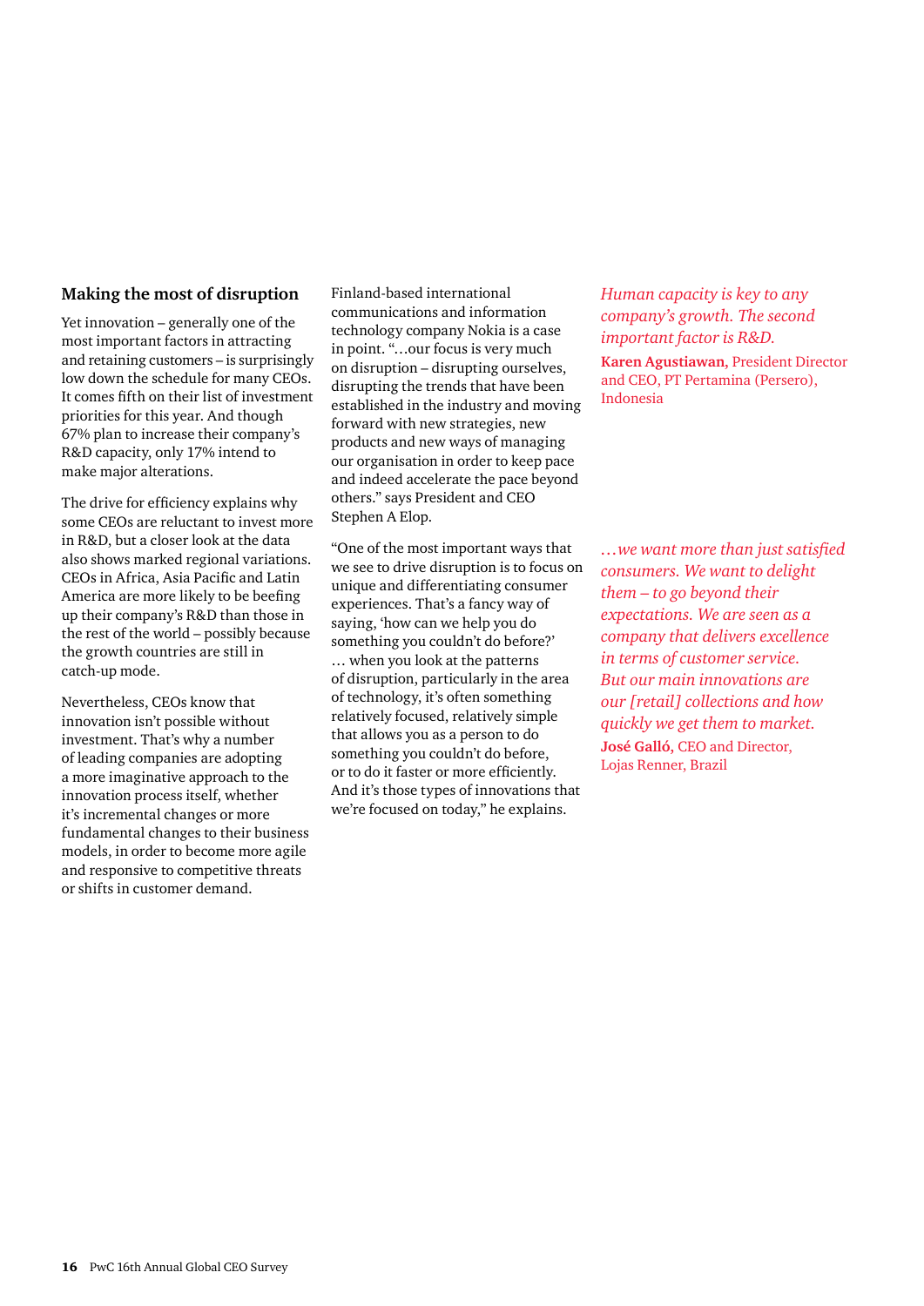## Making the most of disruption

Yet innovation – generally one of the most important factors in attracting and retaining customers – is surprisingly low down the schedule for many CEOs. It comes fifth on their list of investment priorities for this year. And though 67% plan to increase their company's R&D capacity, only 17% intend to make major alterations.

The drive for efficiency explains why some CEOs are reluctant to invest more in R&D, but a closer look at the data also shows marked regional variations. CEOs in Africa, Asia Pacific and Latin America are more likely to be beefing up their company's R&D than those in the rest of the world – possibly because the growth countries are still in catch-up mode.

Nevertheless, CEOs know that innovation isn't possible without investment. That's why a number of leading companies are adopting a more imaginative approach to the innovation process itself, whether it's incremental changes or more fundamental changes to their business models, in order to become more agile and responsive to competitive threats or shifts in customer demand.

Finland-based international communications and information technology company Nokia is a case in point. "…our focus is very much on disruption – disrupting ourselves, disrupting the trends that have been established in the industry and moving forward with new strategies, new products and new ways of managing our organisation in order to keep pace and indeed accelerate the pace beyond others." says President and CEO Stephen A Elop.

"One of the most important ways that we see to drive disruption is to focus on unique and differentiating consumer experiences. That's a fancy way of saying, 'how can we help you do something you couldn't do before?' … when you look at the patterns of disruption, particularly in the area of technology, it's often something relatively focused, relatively simple that allows you as a person to do something you couldn't do before, or to do it faster or more efficiently. And it's those types of innovations that we're focused on today," he explains.

*Human capacity is key to any company's growth. The second important factor is R&D.*

**Karen Agustiawan,** President Director and CEO, PT Pertamina (Persero), Indonesia

*…we want more than just satisfied consumers. We want to delight them – to go beyond their expectations. We are seen as a company that delivers excellence in terms of customer service. But our main innovations are our [retail] collections and how quickly we get them to market.*

**José Galló,** CEO and Director, Lojas Renner, Brazil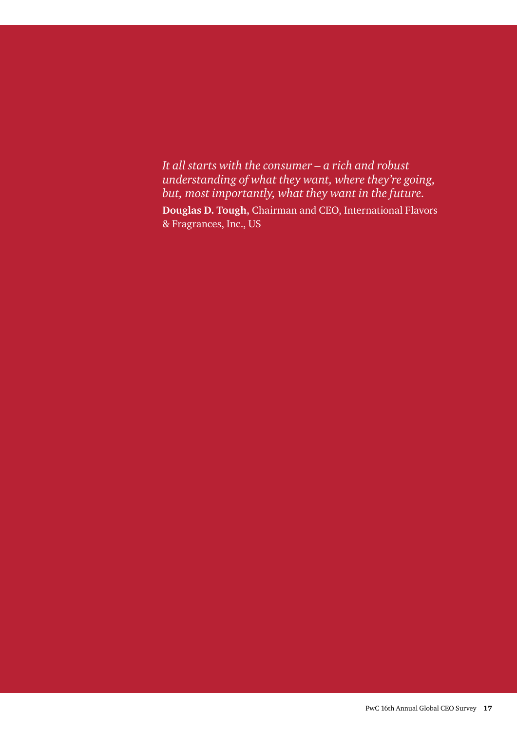*It all starts with the consumer – a rich and robust understanding of what they want, where they're going, but, most importantly, what they want in the future.*

**Douglas D. Tough,** Chairman and CEO, International Flavors & Fragrances, Inc., US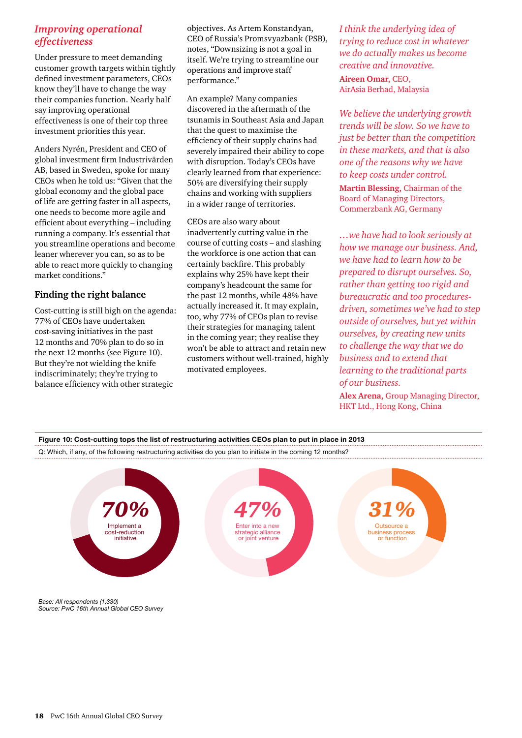## *Improving operational effectiveness*

Under pressure to meet demanding customer growth targets within tightly defined investment parameters, CEOs know they'll have to change the way their companies function. Nearly half say improving operational effectiveness is one of their top three investment priorities this year.

Anders Nyrén, President and CEO of global investment firm Industrivärden AB, based in Sweden, spoke for many CEOs when he told us: "Given that the global economy and the global pace of life are getting faster in all aspects, one needs to become more agile and efficient about everything – including running a company. It's essential that you streamline operations and become leaner wherever you can, so as to be able to react more quickly to changing market conditions."

### Finding the right balance

Cost-cutting is still high on the agenda: 77% of CEOs have undertaken cost-saving initiatives in the past 12 months and 70% plan to do so in the next 12 months (see Figure 10). But they're not wielding the knife indiscriminately; they're trying to balance efficiency with other strategic objectives. As Artem Konstandyan, CEO of Russia's Promsvyazbank (PSB), notes, "Downsizing is not a goal in itself. We're trying to streamline our operations and improve staff performance."

An example? Many companies discovered in the aftermath of the tsunamis in Southeast Asia and Japan that the quest to maximise the efficiency of their supply chains had severely impaired their ability to cope with disruption. Today's CEOs have clearly learned from that experience: 50% are diversifying their supply chains and working with suppliers in a wider range of territories.

CEOs are also wary about inadvertently cutting value in the course of cutting costs – and slashing the workforce is one action that can certainly backfire. This probably explains why 25% have kept their company's headcount the same for the past 12 months, while 48% have actually increased it. It may explain, too, why 77% of CEOs plan to revise their strategies for managing talent in the coming year; they realise they won't be able to attract and retain new customers without well-trained, highly motivated employees.

*I think the underlying idea of trying to reduce cost in whatever we do actually makes us become creative and innovative.*

**Aireen Omar**, CEO, AirAsia Berhad, Malaysia

*We believe the underlying growth trends will be slow. So we have to just be better than the competition in these markets, and that is also one of the reasons why we have to keep costs under control.*

**Martin Blessing**, Chairman of the Board of Managing Directors, Commerzbank AG, Germany

*…we have had to look seriously at how we manage our business. And, we have had to learn how to be prepared to disrupt ourselves. So, rather than getting too rigid and bureaucratic and too procedures-driven, sometimes we've had to step outside of ourselves, but yet within ourselves, by creating new units to challenge the way that we do business and to extend that learning to the traditional parts of our business.*

**Alex Arena**, Group Managing Director, HKT Ltd., Hong Kong, China

**Figure 10: Cost-cutting tops the list of restructuring activities CEOs plan to put in place in 2013**

Q: Which, if any, of the following restructuring activities do you plan to initiate in the coming 12 months?

| Activity | % |
|---|---|
| Implement a cost-reduction initiative | 70% |
| Enter into a new strategic alliance or joint venture | 47% |
| Outsource a business process or function | 31% |

*Base: All respondents (1,330)*
*Source: PwC 16th Annual Global CEO Survey*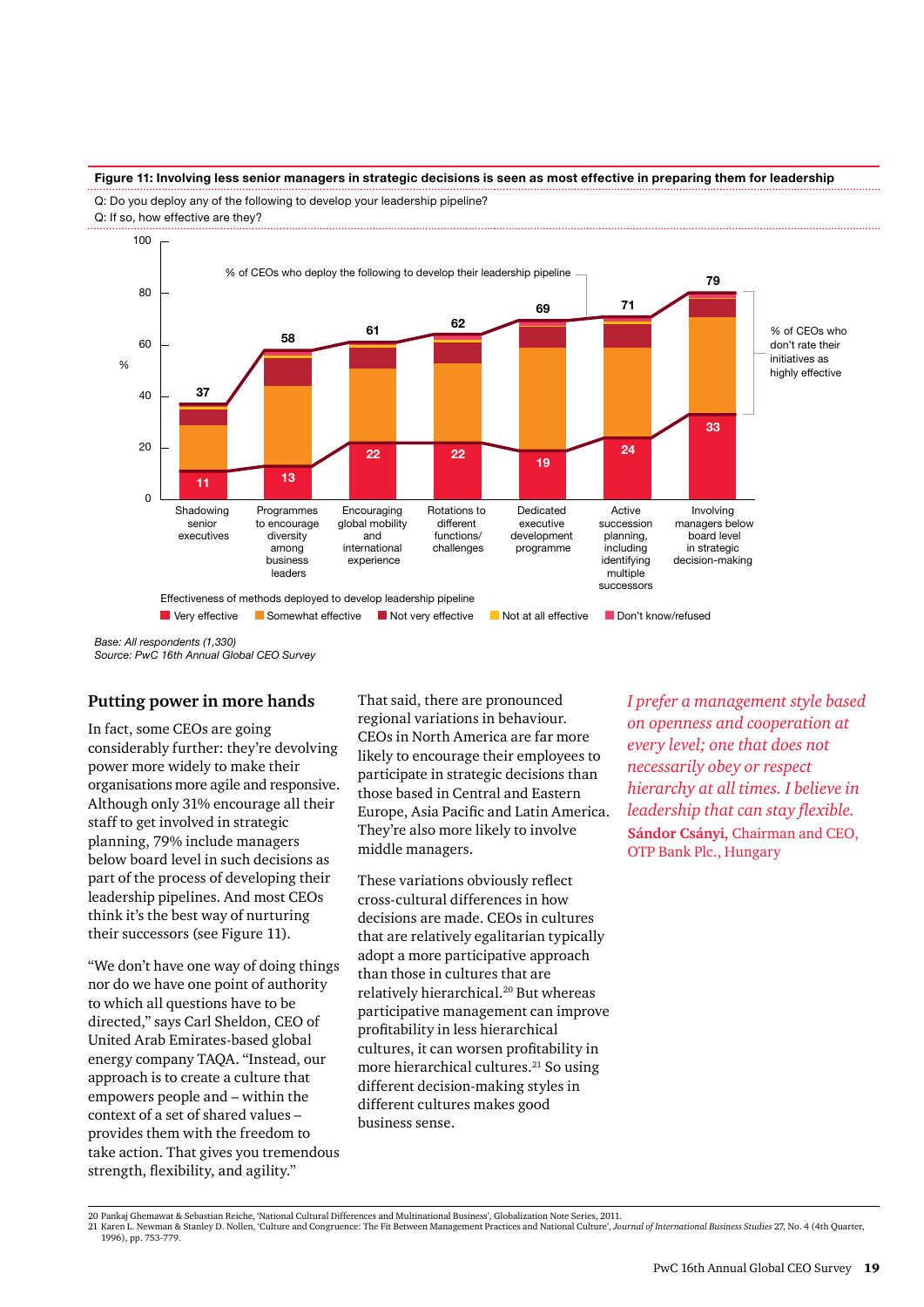**Figure 11: Involving less senior managers in strategic decisions is seen as most effective in preparing them for leadership**

Q: Do you deploy any of the following to develop your leadership pipeline?
Q: If so, how effective are they?

% of CEOs who deploy the following to develop their leadership pipeline

| Method | % of CEOs who deploy | Very effective (%) |
|---|---|---|
| Shadowing senior executives | 37 | 11 |
| Programmes to encourage diversity among business leaders | 58 | 13 |
| Encouraging global mobility and international experience | 61 | 22 |
| Rotations to different functions/ challenges | 62 | 22 |
| Dedicated executive development programme | 69 | 19 |
| Active succession planning, including identifying multiple successors | 71 | 24 |
| Involving managers below board level in strategic decision-making | 79 | 33 |

% of CEOs who don't rate their initiatives as highly effective

Effectiveness of methods deployed to develop leadership pipeline: Very effective, Somewhat effective, Not very effective, Not at all effective, Don't know/refused

*Base: All respondents (1,330)*
*Source: PwC 16th Annual Global CEO Survey*

## Putting power in more hands

In fact, some CEOs are going considerably further: they're devolving power more widely to make their organisations more agile and responsive. Although only 31% encourage all their staff to get involved in strategic planning, 79% include managers below board level in such decisions as part of the process of developing their leadership pipelines. And most CEOs think it's the best way of nurturing their successors (see Figure 11).

"We don't have one way of doing things nor do we have one point of authority to which all questions have to be directed," says Carl Sheldon, CEO of United Arab Emirates-based global energy company TAQA. "Instead, our approach is to create a culture that empowers people and – within the context of a set of shared values – provides them with the freedom to take action. That gives you tremendous strength, flexibility, and agility."

That said, there are pronounced regional variations in behaviour. CEOs in North America are far more likely to encourage their employees to participate in strategic decisions than those based in Central and Eastern Europe, Asia Pacific and Latin America. They're also more likely to involve middle managers.

These variations obviously reflect cross-cultural differences in how decisions are made. CEOs in cultures that are relatively egalitarian typically adopt a more participative approach than those in cultures that are relatively hierarchical.[20] But whereas participative management can improve profitability in less hierarchical cultures, it can worsen profitability in more hierarchical cultures.[21] So using different decision-making styles in different cultures makes good business sense.

*I prefer a management style based on openness and cooperation at every level; one that does not necessarily obey or respect hierarchy at all times. I believe in leadership that can stay flexible.*
**Sándor Csányi**, Chairman and CEO, OTP Bank Plc., Hungary

20 Pankaj Ghemawat & Sebastian Reiche, 'National Cultural Differences and Multinational Business', Globalization Note Series, 2011.
21 Karen L. Newman & Stanley D. Nollen, 'Culture and Congruence: The Fit Between Management Practices and National Culture', *Journal of International Business Studies* 27, No. 4 (4th Quarter, 1996), pp. 753-779.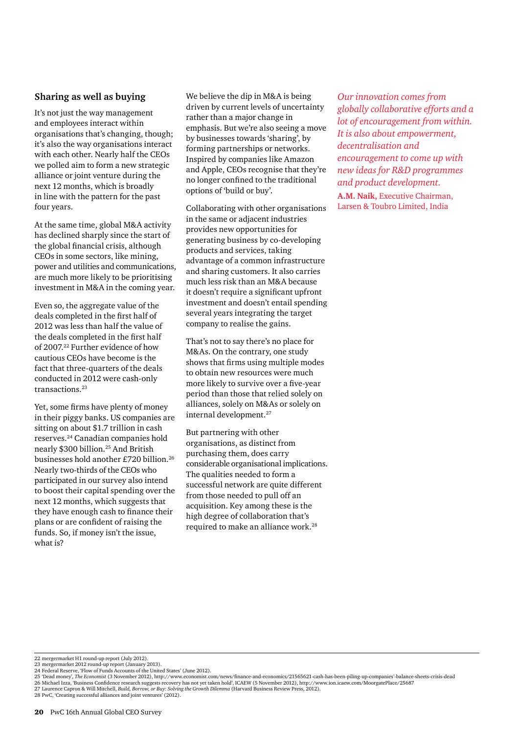## Sharing as well as buying

It's not just the way management and employees interact within organisations that's changing, though; it's also the way organisations interact with each other. Nearly half the CEOs we polled aim to form a new strategic alliance or joint venture during the next 12 months, which is broadly in line with the pattern for the past four years.

At the same time, global M&A activity has declined sharply since the start of the global financial crisis, although CEOs in some sectors, like mining, power and utilities and communications, are much more likely to be prioritising investment in M&A in the coming year.

Even so, the aggregate value of the deals completed in the first half of 2012 was less than half the value of the deals completed in the first half of 2007.[22] Further evidence of how cautious CEOs have become is the fact that three-quarters of the deals conducted in 2012 were cash-only transactions.[23]

Yet, some firms have plenty of money in their piggy banks. US companies are sitting on about $1.7 trillion in cash reserves.[24] Canadian companies hold nearly $300 billion.[25] And British businesses hold another £720 billion.[26] Nearly two-thirds of the CEOs who participated in our survey also intend to boost their capital spending over the next 12 months, which suggests that they have enough cash to finance their plans or are confident of raising the funds. So, if money isn't the issue, what is?

We believe the dip in M&A is being driven by current levels of uncertainty rather than a major change in emphasis. But we're also seeing a move by businesses towards 'sharing', by forming partnerships or networks. Inspired by companies like Amazon and Apple, CEOs recognise that they're no longer confined to the traditional options of 'build or buy'.

Collaborating with other organisations in the same or adjacent industries provides new opportunities for generating business by co-developing products and services, taking advantage of a common infrastructure and sharing customers. It also carries much less risk than an M&A because it doesn't require a significant upfront investment and doesn't entail spending several years integrating the target company to realise the gains.

That's not to say there's no place for M&As. On the contrary, one study shows that firms using multiple modes to obtain new resources were much more likely to survive over a five-year period than those that relied solely on alliances, solely on M&As or solely on internal development.[27]

But partnering with other organisations, as distinct from purchasing them, does carry considerable organisational implications. The qualities needed to form a successful network are quite different from those needed to pull off an acquisition. Key among these is the high degree of collaboration that's required to make an alliance work.[28]

*Our innovation comes from globally collaborative efforts and a lot of encouragement from within. It is also about empowerment, decentralisation and encouragement to come up with new ideas for R&D programmes and product development.*

**A.M. Naik,** Executive Chairman, Larsen & Toubro Limited, India

22 mergermarket H1 round-up report (July 2012).
23 mergermarket 2012 round-up report (January 2013).
24 Federal Reserve, 'Flow of Funds Accounts of the United States' (June 2012).
25 'Dead money', *The Economist* (3 November 2012), http://www.economist.com/news/finance-and-economics/21565621-cash-has-been-piling-up-companies'-balance-sheets-crisis-dead
26 Michael Izza, 'Business Confidence research suggests recovery has not yet taken hold', ICAEW (5 November 2012), http://www.ion.icaew.com/MoorgatePlace/25687
27 Laurence Capron & Will Mitchell, *Build, Borrow, or Buy: Solving the Growth Dilemma* (Harvard Business Review Press, 2012).
28 PwC, 'Creating successful alliances and joint ventures' (2012).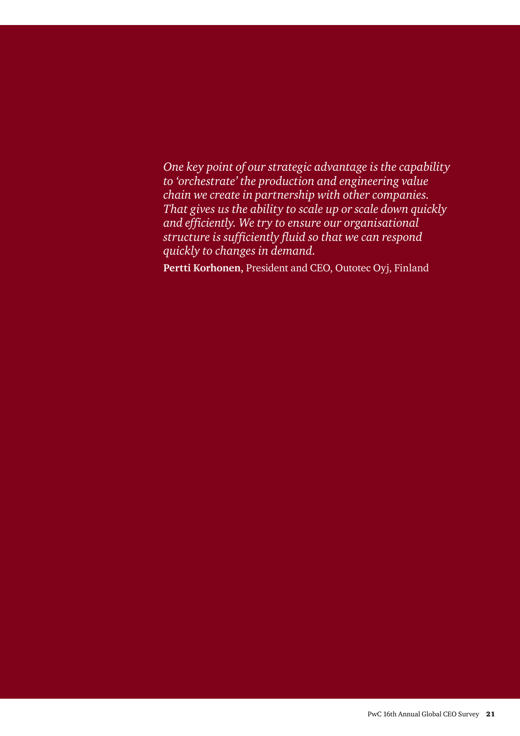*One key point of our strategic advantage is the capability to 'orchestrate' the production and engineering value chain we create in partnership with other companies. That gives us the ability to scale up or scale down quickly and efficiently. We try to ensure our organisational structure is sufficiently fluid so that we can respond quickly to changes in demand.*

**Pertti Korhonen,** President and CEO, Outotec Oyj, Finland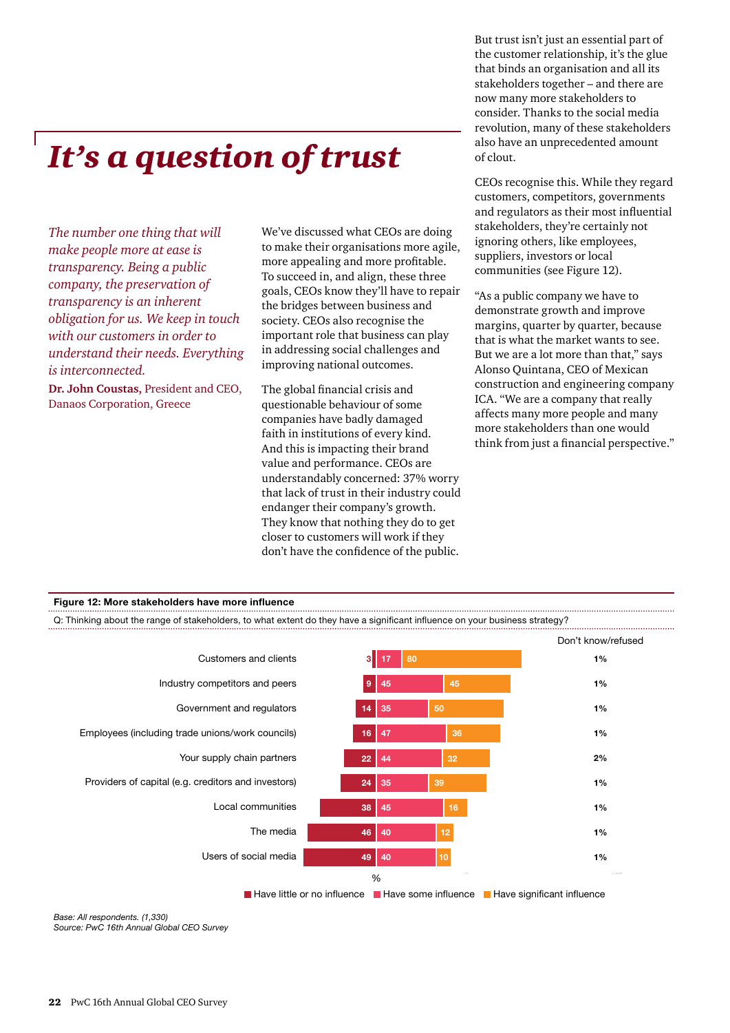# It's a question of trust

*The number one thing that will make people more at ease is transparency. Being a public company, the preservation of transparency is an inherent obligation for us. We keep in touch with our customers in order to understand their needs. Everything is interconnected.*

**Dr. John Coustas,** President and CEO, Danaos Corporation, Greece

We've discussed what CEOs are doing to make their organisations more agile, more appealing and more profitable. To succeed in, and align, these three goals, CEOs know they'll have to repair the bridges between business and society. CEOs also recognise the important role that business can play in addressing social challenges and improving national outcomes.

The global financial crisis and questionable behaviour of some companies have badly damaged faith in institutions of every kind. And this is impacting their brand value and performance. CEOs are understandably concerned: 37% worry that lack of trust in their industry could endanger their company's growth. They know that nothing they do to get closer to customers will work if they don't have the confidence of the public.

But trust isn't just an essential part of the customer relationship, it's the glue that binds an organisation and all its stakeholders together – and there are now many more stakeholders to consider. Thanks to the social media revolution, many of these stakeholders also have an unprecedented amount of clout.

CEOs recognise this. While they regard customers, competitors, governments and regulators as their most influential stakeholders, they're certainly not ignoring others, like employees, suppliers, investors or local communities (see Figure 12).

"As a public company we have to demonstrate growth and improve margins, quarter by quarter, because that is what the market wants to see. But we are a lot more than that," says Alonso Quintana, CEO of Mexican construction and engineering company ICA. "We are a company that really affects many more people and many more stakeholders than one would think from just a financial perspective."

**Figure 12: More stakeholders have more influence**

Q: Thinking about the range of stakeholders, to what extent do they have a significant influence on your business strategy?

| Stakeholder | Have little or no influence (%) | Have some influence (%) | Have significant influence (%) | Don't know/refused |
|---|---|---|---|---|
| Customers and clients | 3 | 17 | 80 | 1% |
| Industry competitors and peers | 9 | 45 | 45 | 1% |
| Government and regulators | 14 | 35 | 50 | 1% |
| Employees (including trade unions/work councils) | 16 | 47 | 36 | 1% |
| Your supply chain partners | 22 | 44 | 32 | 2% |
| Providers of capital (e.g. creditors and investors) | 24 | 35 | 39 | 1% |
| Local communities | 38 | 45 | 16 | 1% |
| The media | 46 | 40 | 12 | 1% |
| Users of social media | 49 | 40 | 10 | 1% |

*Base: All respondents. (1,330)*
*Source: PwC 16th Annual Global CEO Survey*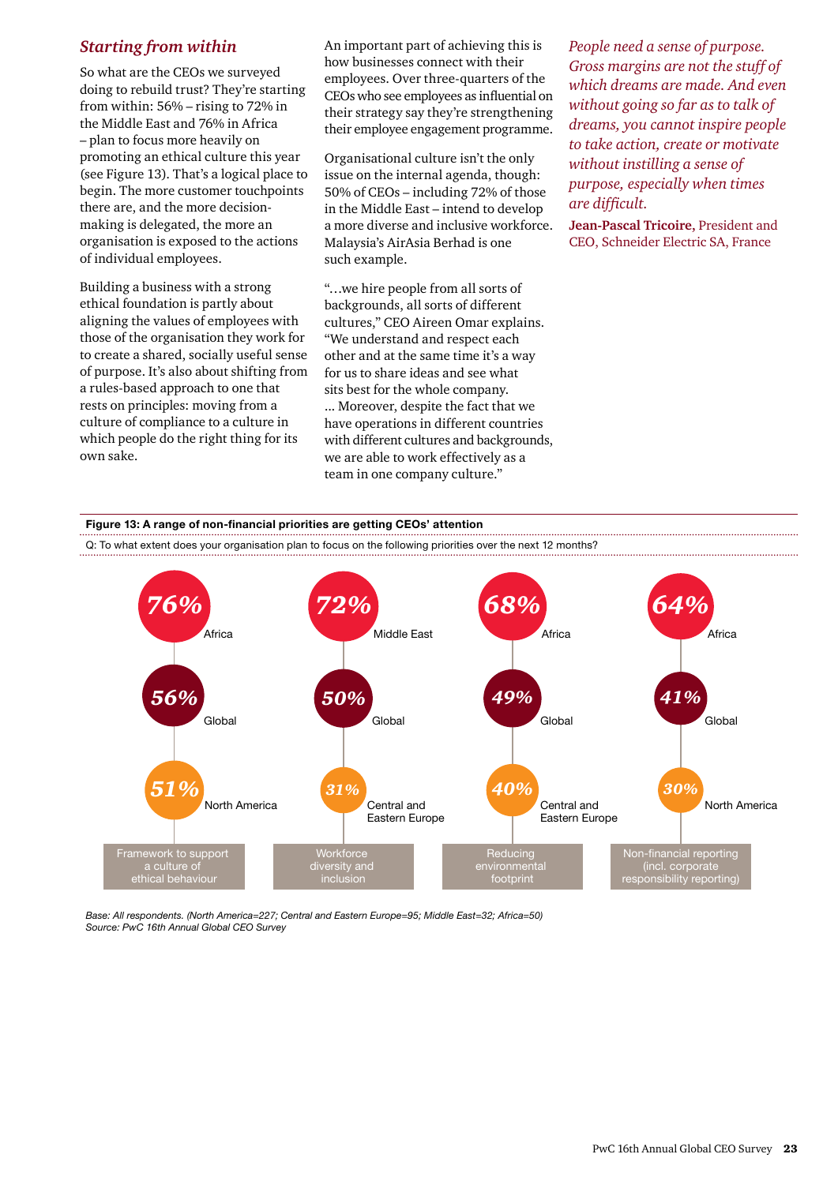## *Starting from within*

So what are the CEOs we surveyed doing to rebuild trust? They're starting from within: 56% – rising to 72% in the Middle East and 76% in Africa – plan to focus more heavily on promoting an ethical culture this year (see Figure 13). That's a logical place to begin. The more customer touchpoints there are, and the more decision-making is delegated, the more an organisation is exposed to the actions of individual employees.

Building a business with a strong ethical foundation is partly about aligning the values of employees with those of the organisation they work for to create a shared, socially useful sense of purpose. It's also about shifting from a rules-based approach to one that rests on principles: moving from a culture of compliance to a culture in which people do the right thing for its own sake.

An important part of achieving this is how businesses connect with their employees. Over three-quarters of the CEOs who see employees as influential on their strategy say they're strengthening their employee engagement programme.

Organisational culture isn't the only issue on the internal agenda, though: 50% of CEOs – including 72% of those in the Middle East – intend to develop a more diverse and inclusive workforce. Malaysia's AirAsia Berhad is one such example.

"…we hire people from all sorts of backgrounds, all sorts of different cultures," CEO Aireen Omar explains. "We understand and respect each other and at the same time it's a way for us to share ideas and see what sits best for the whole company. … Moreover, despite the fact that we have operations in different countries with different cultures and backgrounds, we are able to work effectively as a team in one company culture."

*People need a sense of purpose. Gross margins are not the stuff of which dreams are made. And even without going so far as to talk of dreams, you cannot inspire people to take action, create or motivate without instilling a sense of purpose, especially when times are difficult.*

**Jean-Pascal Tricoire,** President and CEO, Schneider Electric SA, France

**Figure 13: A range of non-financial priorities are getting CEOs' attention**

Q: To what extent does your organisation plan to focus on the following priorities over the next 12 months?

| Priority | Highest | Global | Lowest |
| --- | --- | --- | --- |
| Framework to support a culture of ethical behaviour | 76% Africa | 56% Global | 51% North America |
| Workforce diversity and inclusion | 72% Middle East | 50% Global | 31% Central and Eastern Europe |
| Reducing environmental footprint | 68% Africa | 49% Global | 40% Central and Eastern Europe |
| Non-financial reporting (incl. corporate responsibility reporting) | 64% Africa | 41% Global | 30% North America |

*Base: All respondents. (North America=227; Central and Eastern Europe=95; Middle East=32; Africa=50)*
*Source: PwC 16th Annual Global CEO Survey*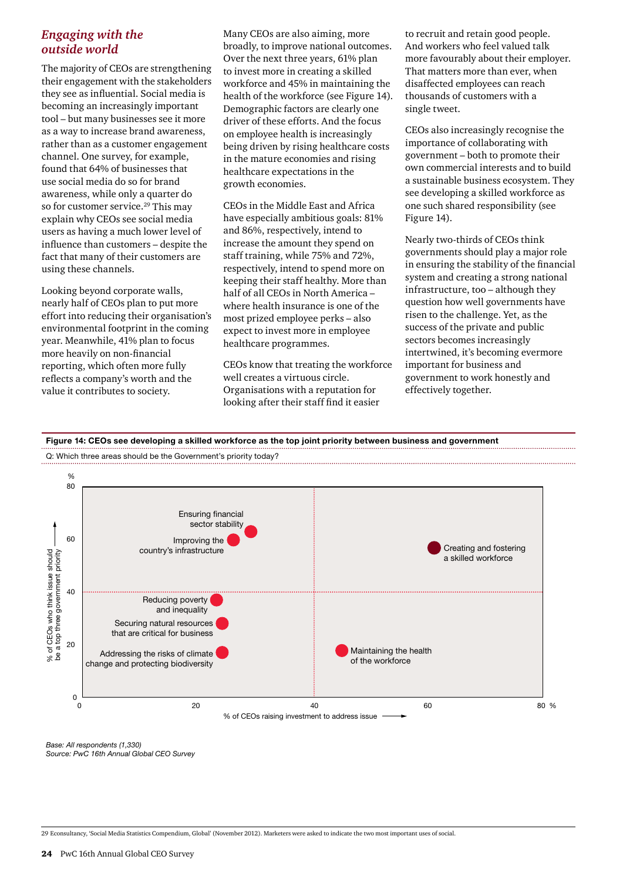## *Engaging with the outside world*

The majority of CEOs are strengthening their engagement with the stakeholders they see as influential. Social media is becoming an increasingly important tool – but many businesses see it more as a way to increase brand awareness, rather than as a customer engagement channel. One survey, for example, found that 64% of businesses that use social media do so for brand awareness, while only a quarter do so for customer service.[29] This may explain why CEOs see social media users as having a much lower level of influence than customers – despite the fact that many of their customers are using these channels.

Looking beyond corporate walls, nearly half of CEOs plan to put more effort into reducing their organisation's environmental footprint in the coming year. Meanwhile, 41% plan to focus more heavily on non-financial reporting, which often more fully reflects a company's worth and the value it contributes to society.

Many CEOs are also aiming, more broadly, to improve national outcomes. Over the next three years, 61% plan to invest more in creating a skilled workforce and 45% in maintaining the health of the workforce (see Figure 14). Demographic factors are clearly one driver of these efforts. And the focus on employee health is increasingly being driven by rising healthcare costs in the mature economies and rising healthcare expectations in the growth economies.

CEOs in the Middle East and Africa have especially ambitious goals: 81% and 86%, respectively, intend to increase the amount they spend on staff training, while 75% and 72%, respectively, intend to spend more on keeping their staff healthy. More than half of all CEOs in North America – where health insurance is one of the most prized employee perks – also expect to invest more in employee healthcare programmes.

CEOs know that treating the workforce well creates a virtuous circle. Organisations with a reputation for looking after their staff find it easier to recruit and retain good people. And workers who feel valued talk more favourably about their employer. That matters more than ever, when disaffected employees can reach thousands of customers with a single tweet.

CEOs also increasingly recognise the importance of collaborating with government – both to promote their own commercial interests and to build a sustainable business ecosystem. They see developing a skilled workforce as one such shared responsibility (see Figure 14).

Nearly two-thirds of CEOs think governments should play a major role in ensuring the stability of the financial system and creating a strong national infrastructure, too – although they question how well governments have risen to the challenge. Yet, as the success of the private and public sectors becomes increasingly intertwined, it's becoming evermore important for business and government to work honestly and effectively together.

**Figure 14: CEOs see developing a skilled workforce as the top joint priority between business and government**

Q: Which three areas should be the Government's priority today?

| Issue | % of CEOs raising investment to address issue (x) | % of CEOs who think issue should be a top three government priority (y) |
|---|---|---|
| Ensuring financial sector stability | ~29 | ~62 |
| Improving the country's infrastructure | ~26 | ~60 |
| Creating and fostering a skilled workforce | ~61 | ~57 |
| Reducing poverty and inequality | ~24 | ~37 |
| Securing natural resources that are critical for business | ~25 | ~28 |
| Addressing the risks of climate change and protecting biodiversity | ~25 | ~17 |
| Maintaining the health of the workforce | ~45 | ~18 |

*Base: All respondents (1,330)*
*Source: PwC 16th Annual Global CEO Survey*

29 Econsultancy, 'Social Media Statistics Compendium, Global' (November 2012). Marketers were asked to indicate the two most important uses of social.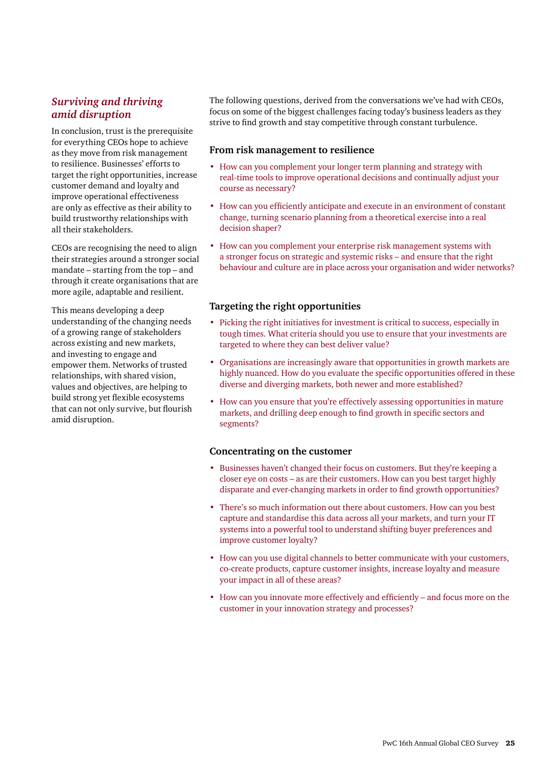## *Surviving and thriving amid disruption*

In conclusion, trust is the prerequisite for everything CEOs hope to achieve as they move from risk management to resilience. Businesses' efforts to target the right opportunities, increase customer demand and loyalty and improve operational effectiveness are only as effective as their ability to build trustworthy relationships with all their stakeholders.

CEOs are recognising the need to align their strategies around a stronger social mandate – starting from the top – and through it create organisations that are more agile, adaptable and resilient.

This means developing a deep understanding of the changing needs of a growing range of stakeholders across existing and new markets, and investing to engage and empower them. Networks of trusted relationships, with shared vision, values and objectives, are helping to build strong yet flexible ecosystems that can not only survive, but flourish amid disruption.

The following questions, derived from the conversations we've had with CEOs, focus on some of the biggest challenges facing today's business leaders as they strive to find growth and stay competitive through constant turbulence.

### From risk management to resilience

- How can you complement your longer term planning and strategy with real-time tools to improve operational decisions and continually adjust your course as necessary?
- How can you efficiently anticipate and execute in an environment of constant change, turning scenario planning from a theoretical exercise into a real decision shaper?
- How can you complement your enterprise risk management systems with a stronger focus on strategic and systemic risks – and ensure that the right behaviour and culture are in place across your organisation and wider networks?

### Targeting the right opportunities

- Picking the right initiatives for investment is critical to success, especially in tough times. What criteria should you use to ensure that your investments are targeted to where they can best deliver value?
- Organisations are increasingly aware that opportunities in growth markets are highly nuanced. How do you evaluate the specific opportunities offered in these diverse and diverging markets, both newer and more established?
- How can you ensure that you're effectively assessing opportunities in mature markets, and drilling deep enough to find growth in specific sectors and segments?

### Concentrating on the customer

- Businesses haven't changed their focus on customers. But they're keeping a closer eye on costs – as are their customers. How can you best target highly disparate and ever-changing markets in order to find growth opportunities?
- There's so much information out there about customers. How can you best capture and standardise this data across all your markets, and turn your IT systems into a powerful tool to understand shifting buyer preferences and improve customer loyalty?
- How can you use digital channels to better communicate with your customers, co-create products, capture customer insights, increase loyalty and measure your impact in all of these areas?
- How can you innovate more effectively and efficiently – and focus more on the customer in your innovation strategy and processes?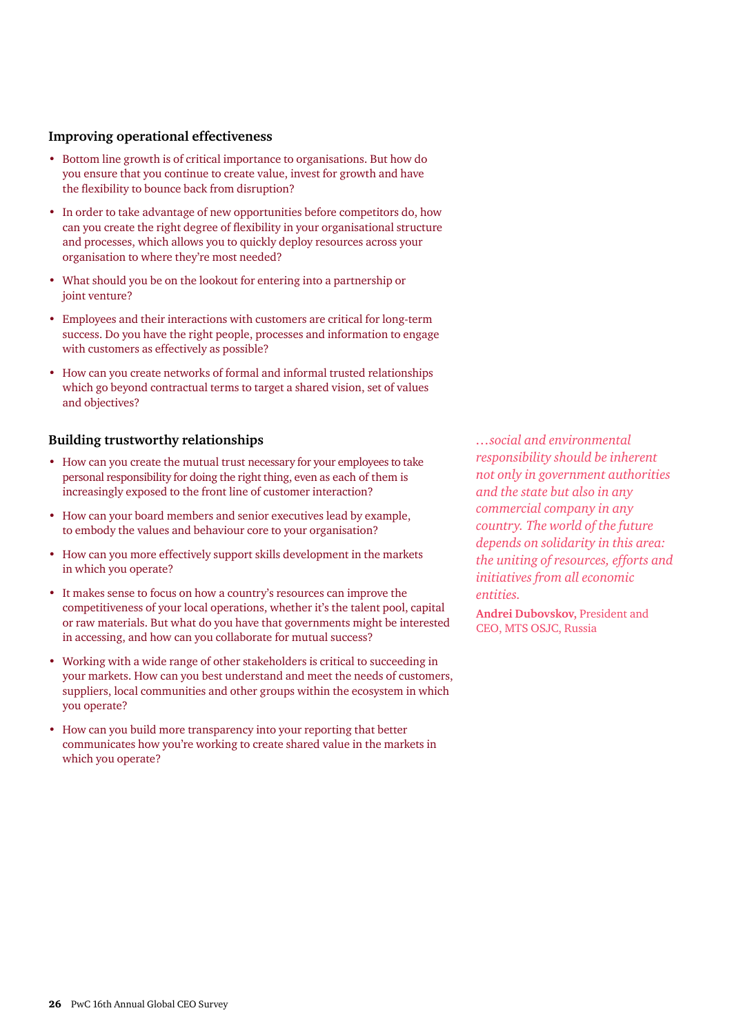### Improving operational effectiveness

- Bottom line growth is of critical importance to organisations. But how do you ensure that you continue to create value, invest for growth and have the flexibility to bounce back from disruption?
- In order to take advantage of new opportunities before competitors do, how can you create the right degree of flexibility in your organisational structure and processes, which allows you to quickly deploy resources across your organisation to where they're most needed?
- What should you be on the lookout for entering into a partnership or joint venture?
- Employees and their interactions with customers are critical for long-term success. Do you have the right people, processes and information to engage with customers as effectively as possible?
- How can you create networks of formal and informal trusted relationships which go beyond contractual terms to target a shared vision, set of values and objectives?

### Building trustworthy relationships

- How can you create the mutual trust necessary for your employees to take personal responsibility for doing the right thing, even as each of them is increasingly exposed to the front line of customer interaction?
- How can your board members and senior executives lead by example, to embody the values and behaviour core to your organisation?
- How can you more effectively support skills development in the markets in which you operate?
- It makes sense to focus on how a country's resources can improve the competitiveness of your local operations, whether it's the talent pool, capital or raw materials. But what do you have that governments might be interested in accessing, and how can you collaborate for mutual success?
- Working with a wide range of other stakeholders is critical to succeeding in your markets. How can you best understand and meet the needs of customers, suppliers, local communities and other groups within the ecosystem in which you operate?
- How can you build more transparency into your reporting that better communicates how you're working to create shared value in the markets in which you operate?

*…social and environmental responsibility should be inherent not only in government authorities and the state but also in any commercial company in any country. The world of the future depends on solidarity in this area: the uniting of resources, efforts and initiatives from all economic entities.*

**Andrei Dubovskov**, President and CEO, MTS OSJC, Russia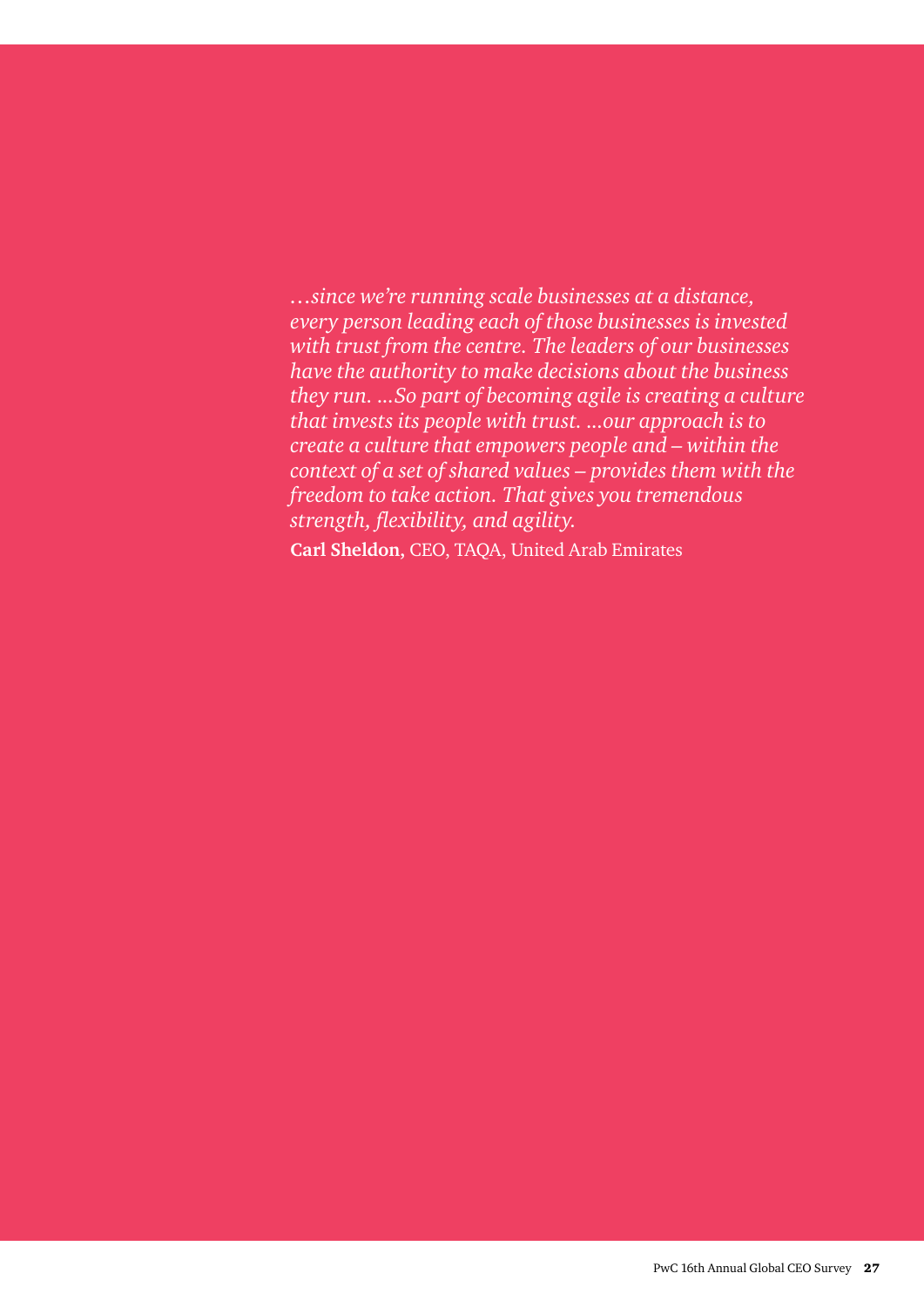*…since we're running scale businesses at a distance, every person leading each of those businesses is invested with trust from the centre. The leaders of our businesses have the authority to make decisions about the business they run. …So part of becoming agile is creating a culture that invests its people with trust. …our approach is to create a culture that empowers people and – within the context of a set of shared values – provides them with the freedom to take action. That gives you tremendous strength, flexibility, and agility.*

**Carl Sheldon,** CEO, TAQA, United Arab Emirates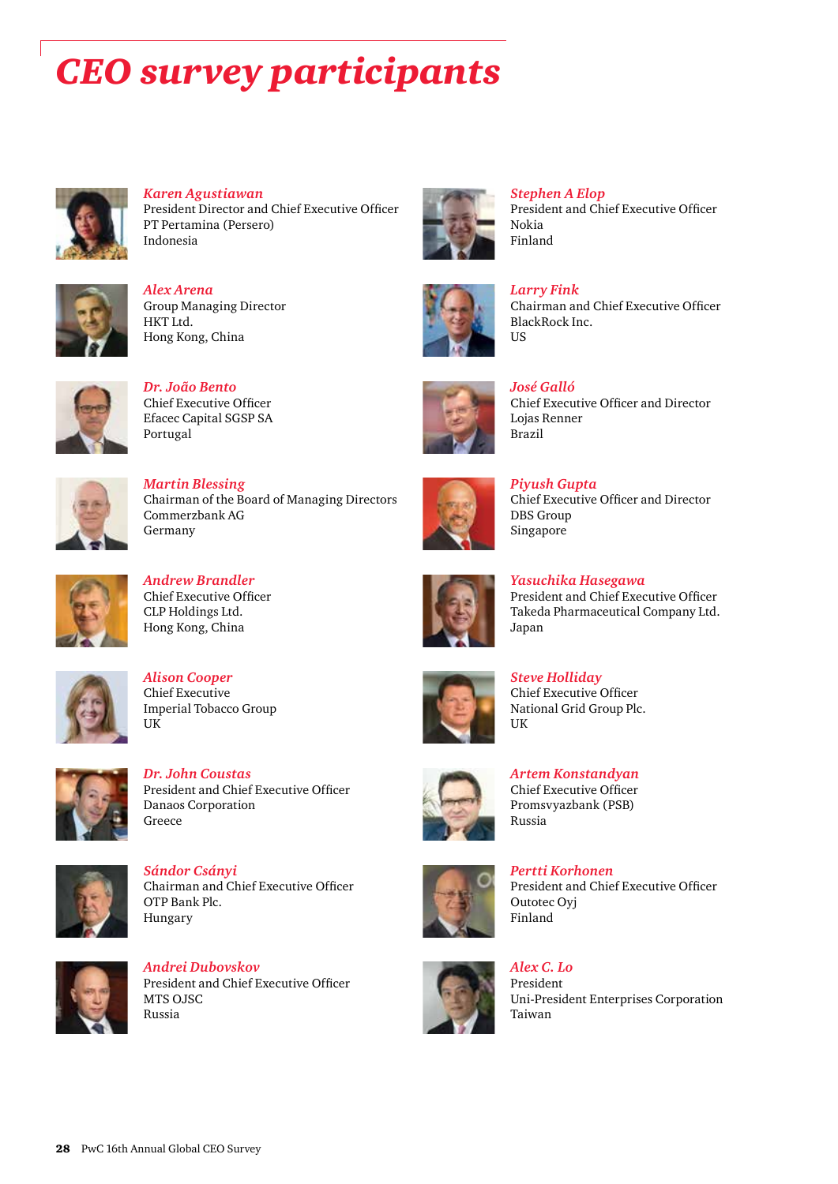# *CEO survey participants*

***Karen Agustiawan***
President Director and Chief Executive Officer
PT Pertamina (Persero)
Indonesia

***Alex Arena***
Group Managing Director
HKT Ltd.
Hong Kong, China

***Dr. João Bento***
Chief Executive Officer
Efacec Capital SGSP SA
Portugal

***Martin Blessing***
Chairman of the Board of Managing Directors
Commerzbank AG
Germany

***Andrew Brandler***
Chief Executive Officer
CLP Holdings Ltd.
Hong Kong, China

***Alison Cooper***
Chief Executive
Imperial Tobacco Group
UK

***Dr. John Coustas***
President and Chief Executive Officer
Danaos Corporation
Greece

***Sándor Csányi***
Chairman and Chief Executive Officer
OTP Bank Plc.
Hungary

***Andrei Dubovskov***
President and Chief Executive Officer
MTS OJSC
Russia

***Stephen A Elop***
President and Chief Executive Officer
Nokia
Finland

***Larry Fink***
Chairman and Chief Executive Officer
BlackRock Inc.
US

***José Galló***
Chief Executive Officer and Director
Lojas Renner
Brazil

***Piyush Gupta***
Chief Executive Officer and Director
DBS Group
Singapore

***Yasuchika Hasegawa***
President and Chief Executive Officer
Takeda Pharmaceutical Company Ltd.
Japan

***Steve Holliday***
Chief Executive Officer
National Grid Group Plc.
UK

***Artem Konstandyan***
Chief Executive Officer
Promsvyazbank (PSB)
Russia

***Pertti Korhonen***
President and Chief Executive Officer
Outotec Oyj
Finland

***Alex C. Lo***
President
Uni-President Enterprises Corporation
Taiwan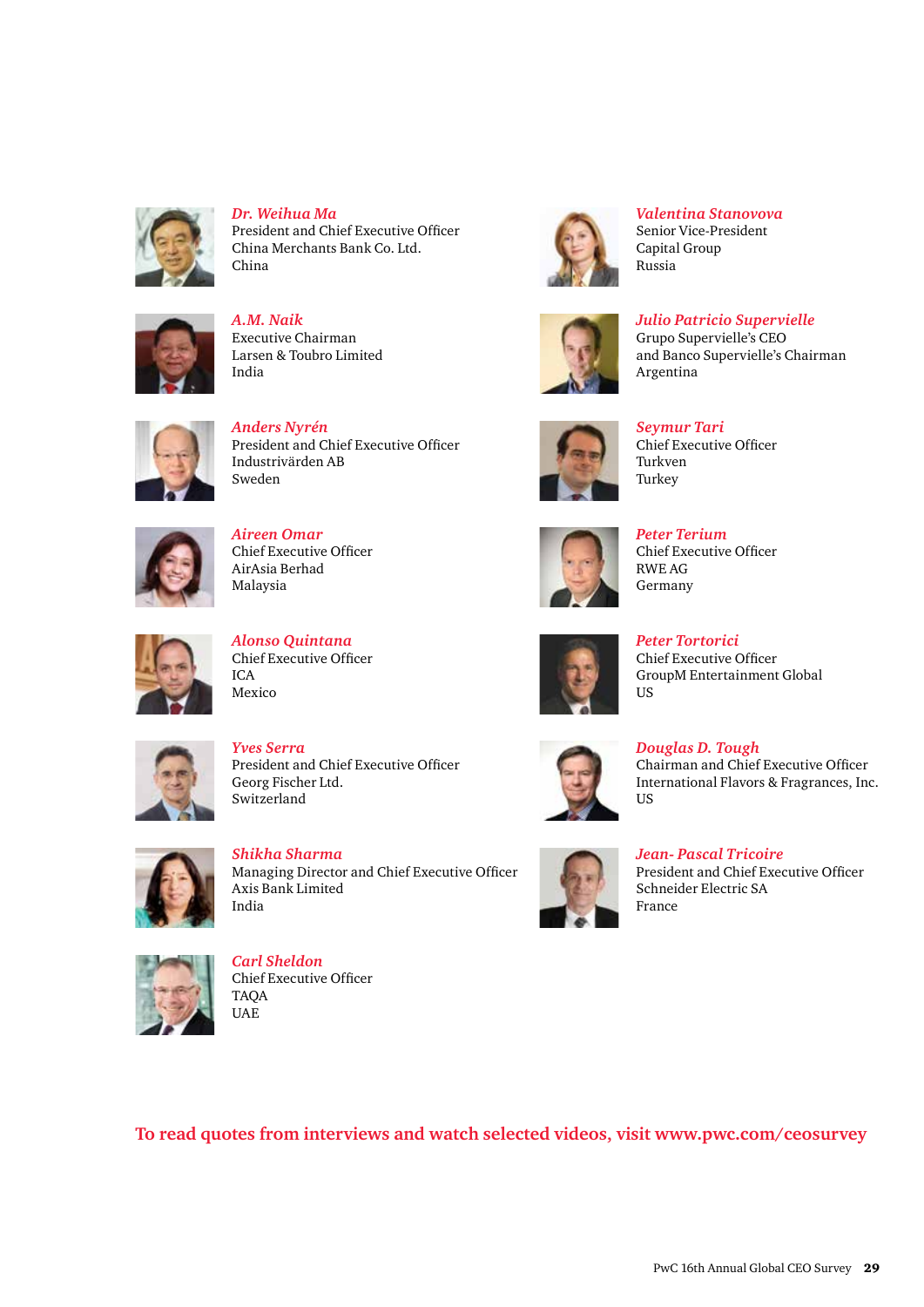*Dr. Weihua Ma*
President and Chief Executive Officer
China Merchants Bank Co. Ltd.
China

*A.M. Naik*
Executive Chairman
Larsen & Toubro Limited
India

*Anders Nyrén*
President and Chief Executive Officer
Industrivärden AB
Sweden

*Aireen Omar*
Chief Executive Officer
AirAsia Berhad
Malaysia

*Alonso Quintana*
Chief Executive Officer
ICA
Mexico

*Yves Serra*
President and Chief Executive Officer
Georg Fischer Ltd.
Switzerland

*Shikha Sharma*
Managing Director and Chief Executive Officer
Axis Bank Limited
India

*Carl Sheldon*
Chief Executive Officer
TAQA
UAE

*Valentina Stanovova*
Senior Vice-President
Capital Group
Russia

*Julio Patricio Supervielle*
Grupo Supervielle's CEO
and Banco Supervielle's Chairman
Argentina

*Seymur Tari*
Chief Executive Officer
Turkven
Turkey

*Peter Terium*
Chief Executive Officer
RWE AG
Germany

*Peter Tortorici*
Chief Executive Officer
GroupM Entertainment Global
US

*Douglas D. Tough*
Chairman and Chief Executive Officer
International Flavors & Fragrances, Inc.
US

*Jean- Pascal Tricoire*
President and Chief Executive Officer
Schneider Electric SA
France

**To read quotes from interviews and watch selected videos, visit www.pwc.com/ceosurvey**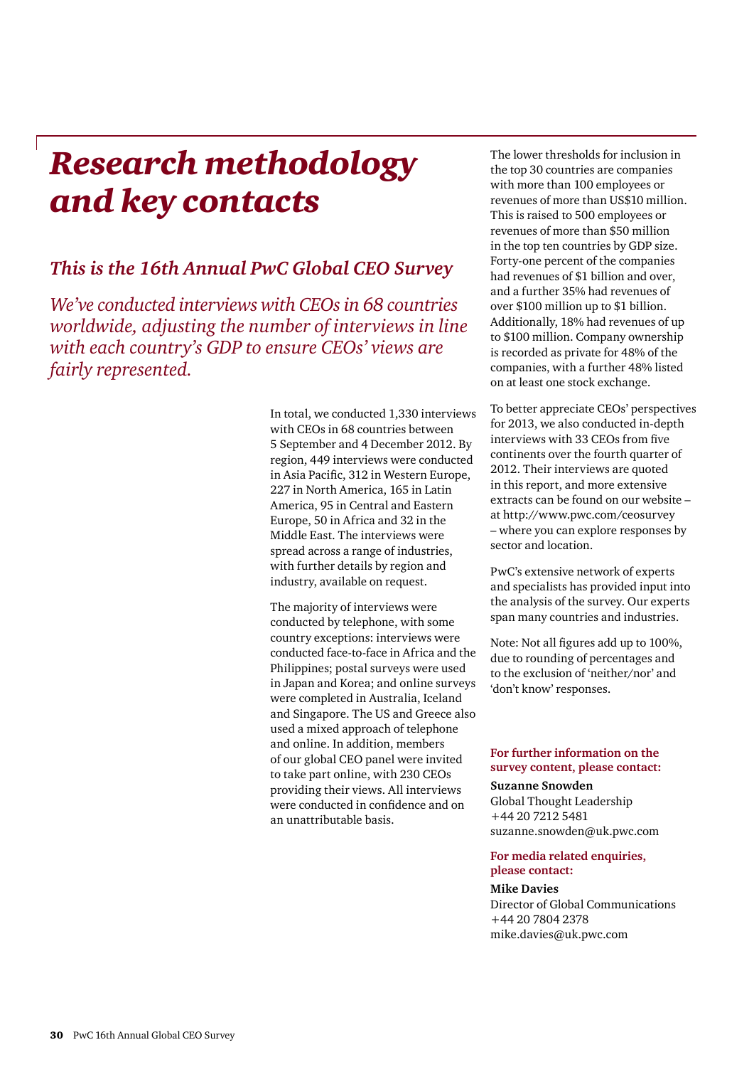# *Research methodology and key contacts*

## *This is the 16th Annual PwC Global CEO Survey*

*We've conducted interviews with CEOs in 68 countries worldwide, adjusting the number of interviews in line with each country's GDP to ensure CEOs' views are fairly represented.*

In total, we conducted 1,330 interviews with CEOs in 68 countries between 5 September and 4 December 2012. By region, 449 interviews were conducted in Asia Pacific, 312 in Western Europe, 227 in North America, 165 in Latin America, 95 in Central and Eastern Europe, 50 in Africa and 32 in the Middle East. The interviews were spread across a range of industries, with further details by region and industry, available on request.

The majority of interviews were conducted by telephone, with some country exceptions: interviews were conducted face-to-face in Africa and the Philippines; postal surveys were used in Japan and Korea; and online surveys were completed in Australia, Iceland and Singapore. The US and Greece also used a mixed approach of telephone and online. In addition, members of our global CEO panel were invited to take part online, with 230 CEOs providing their views. All interviews were conducted in confidence and on an unattributable basis.

The lower thresholds for inclusion in the top 30 countries are companies with more than 100 employees or revenues of more than US$10 million. This is raised to 500 employees or revenues of more than $50 million in the top ten countries by GDP size. Forty-one percent of the companies had revenues of $1 billion and over, and a further 35% had revenues of over $100 million up to $1 billion. Additionally, 18% had revenues of up to $100 million. Company ownership is recorded as private for 48% of the companies, with a further 48% listed on at least one stock exchange.

To better appreciate CEOs' perspectives for 2013, we also conducted in-depth interviews with 33 CEOs from five continents over the fourth quarter of 2012. Their interviews are quoted in this report, and more extensive extracts can be found on our website – at http://www.pwc.com/ceosurvey – where you can explore responses by sector and location.

PwC's extensive network of experts and specialists has provided input into the analysis of the survey. Our experts span many countries and industries.

Note: Not all figures add up to 100%, due to rounding of percentages and to the exclusion of 'neither/nor' and 'don't know' responses.

**For further information on the survey content, please contact:**

**Suzanne Snowden**
Global Thought Leadership
+44 20 7212 5481
suzanne.snowden@uk.pwc.com

**For media related enquiries, please contact:**

**Mike Davies**
Director of Global Communications
+44 20 7804 2378
mike.davies@uk.pwc.com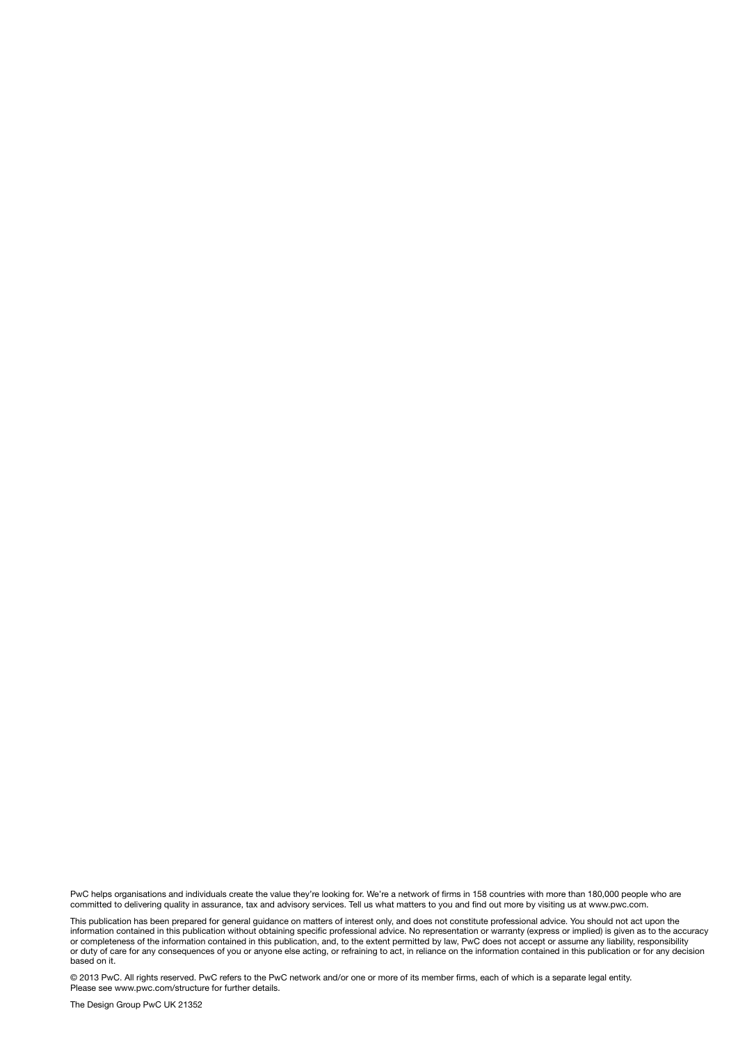PwC helps organisations and individuals create the value they're looking for. We're a network of firms in 158 countries with more than 180,000 people who are committed to delivering quality in assurance, tax and advisory services. Tell us what matters to you and find out more by visiting us at www.pwc.com.

This publication has been prepared for general guidance on matters of interest only, and does not constitute professional advice. You should not act upon the information contained in this publication without obtaining specific professional advice. No representation or warranty (express or implied) is given as to the accuracy or completeness of the information contained in this publication, and, to the extent permitted by law, PwC does not accept or assume any liability, responsibility or duty of care for any consequences of you or anyone else acting, or refraining to act, in reliance on the information contained in this publication or for any decision based on it.

© 2013 PwC. All rights reserved. PwC refers to the PwC network and/or one or more of its member firms, each of which is a separate legal entity. Please see www.pwc.com/structure for further details.

The Design Group PwC UK 21352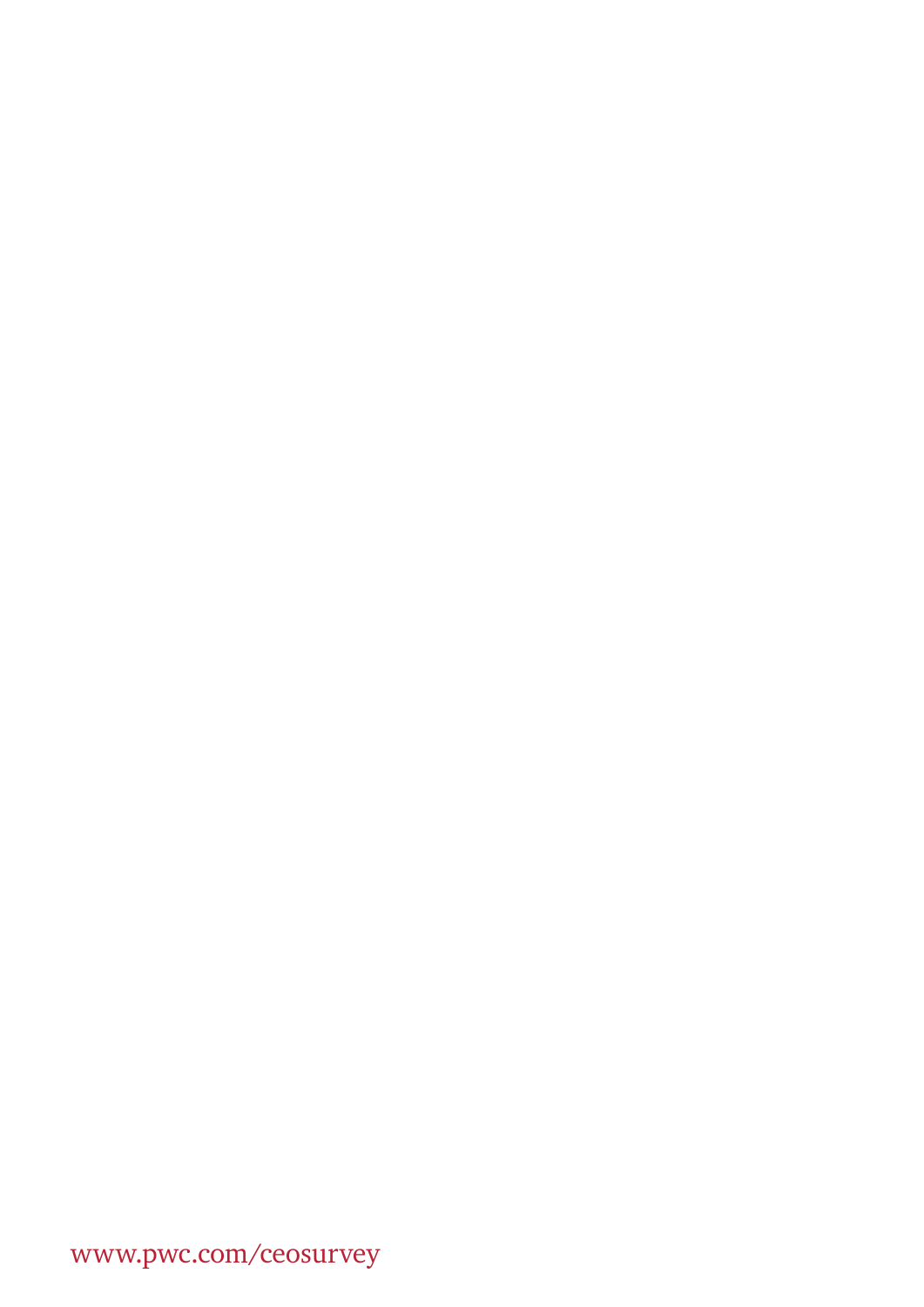www.pwc.com/ceosurvey